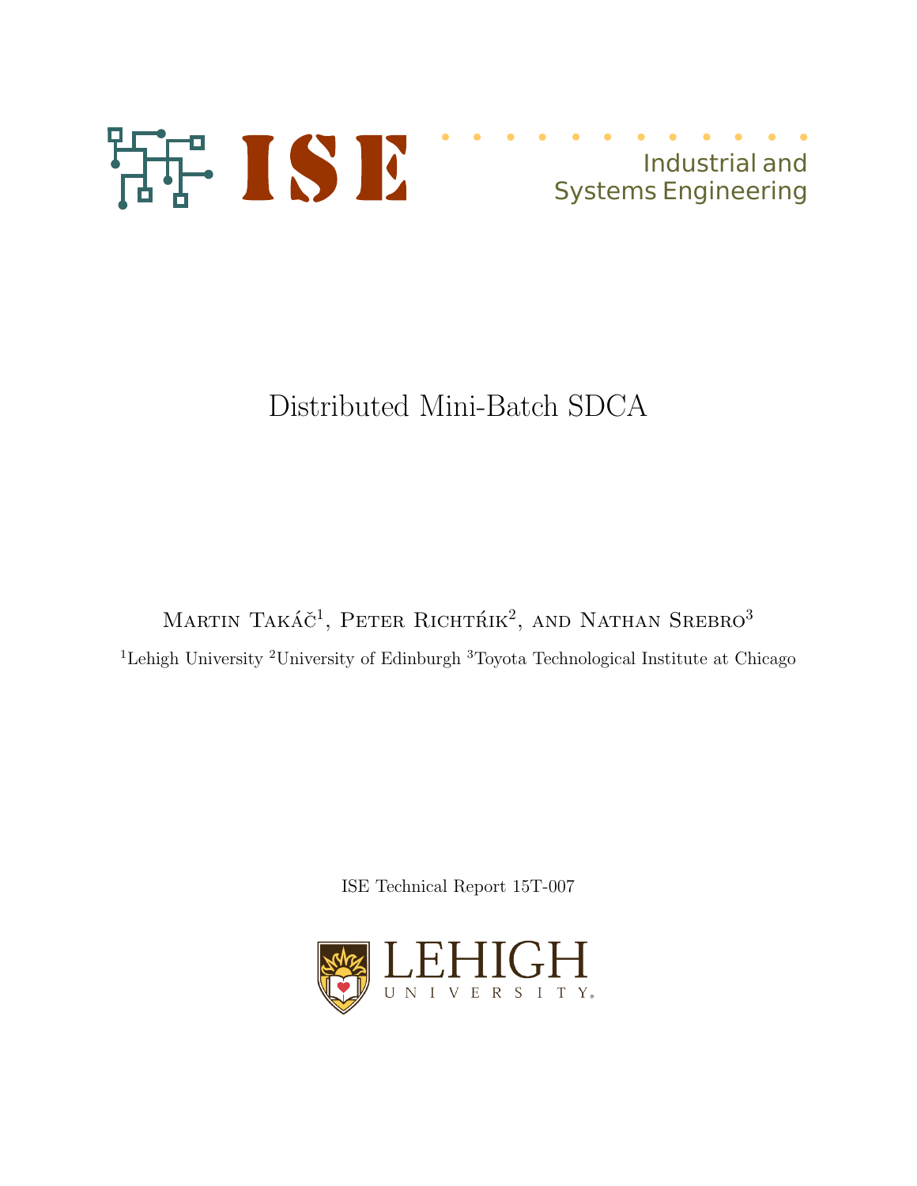ISE

Industrial and Systems Engineering

# Distributed Mini-Batch SDCA

Martin Takáč[1], Peter Richtárik[2], and Nathan Srebro[3]

[1]Lehigh University [2]University of Edinburgh [3]Toyota Technological Institute at Chicago

ISE Technical Report 15T-007

LEHIGH UNIVERSITY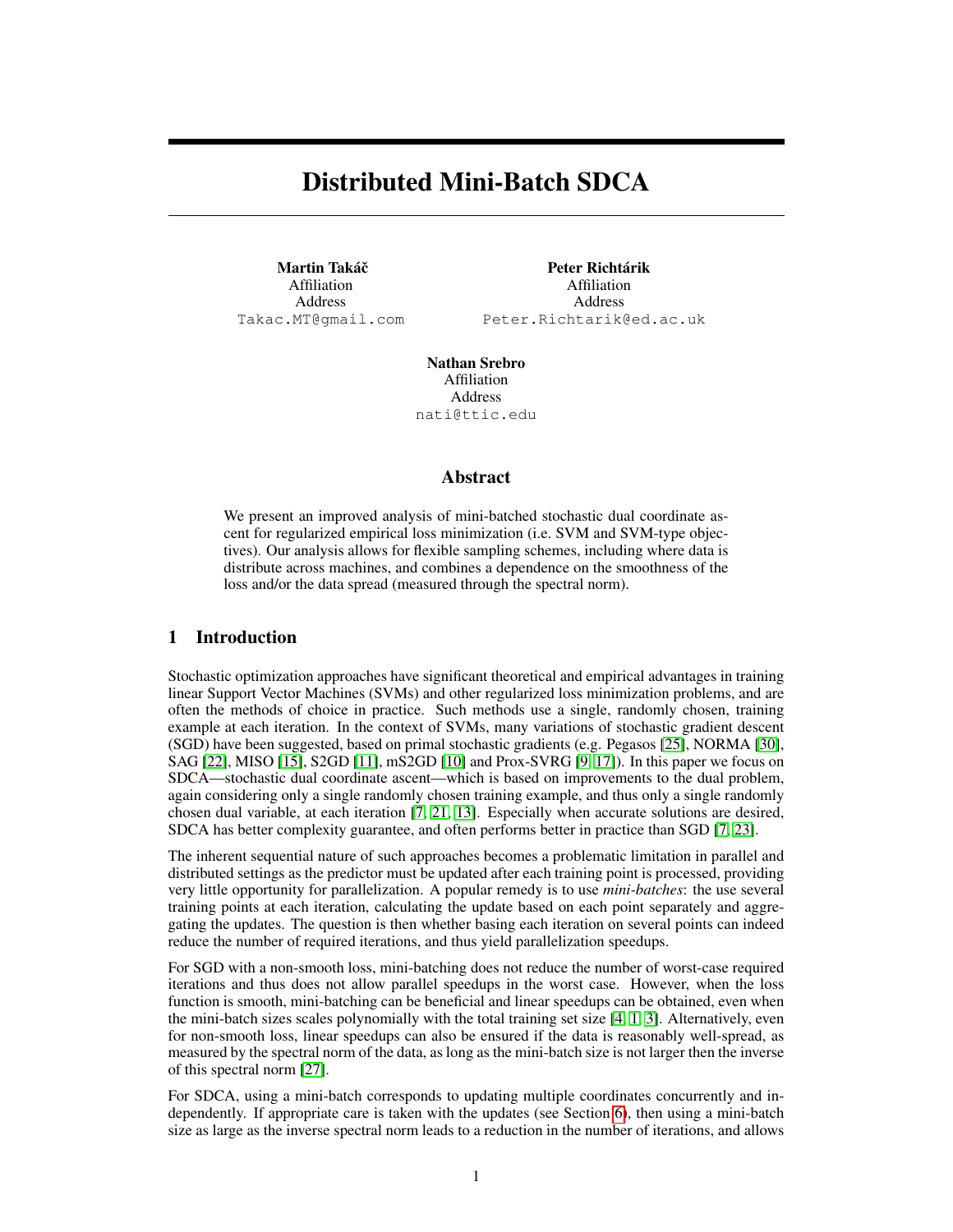# Distributed Mini-Batch SDCA

**Martin Takáč**
Affiliation
Address
Takac.MT@gmail.com

**Peter Richtárik**
Affiliation
Address
Peter.Richtarik@ed.ac.uk

**Nathan Srebro**
Affiliation
Address
nati@ttic.edu

## Abstract

We present an improved analysis of mini-batched stochastic dual coordinate ascent for regularized empirical loss minimization (i.e. SVM and SVM-type objectives). Our analysis allows for flexible sampling schemes, including where data is distribute across machines, and combines a dependence on the smoothness of the loss and/or the data spread (measured through the spectral norm).

## 1 Introduction

Stochastic optimization approaches have significant theoretical and empirical advantages in training linear Support Vector Machines (SVMs) and other regularized loss minimization problems, and are often the methods of choice in practice. Such methods use a single, randomly chosen, training example at each iteration. In the context of SVMs, many variations of stochastic gradient descent (SGD) have been suggested, based on primal stochastic gradients (e.g. Pegasos [25], NORMA [30], SAG [22], MISO [15], S2GD [11], mS2GD [10] and Prox-SVRG [9, 17]). In this paper we focus on SDCA—stochastic dual coordinate ascent—which is based on improvements to the dual problem, again considering only a single randomly chosen training example, and thus only a single randomly chosen dual variable, at each iteration [7, 21, 13]. Especially when accurate solutions are desired, SDCA has better complexity guarantee, and often performs better in practice than SGD [7, 23].

The inherent sequential nature of such approaches becomes a problematic limitation in parallel and distributed settings as the predictor must be updated after each training point is processed, providing very little opportunity for parallelization. A popular remedy is to use *mini-batches*: the use several training points at each iteration, calculating the update based on each point separately and aggregating the updates. The question is then whether basing each iteration on several points can indeed reduce the number of required iterations, and thus yield parallelization speedups.

For SGD with a non-smooth loss, mini-batching does not reduce the number of worst-case required iterations and thus does not allow parallel speedups in the worst case. However, when the loss function is smooth, mini-batching can be beneficial and linear speedups can be obtained, even when the mini-batch sizes scales polynomially with the total training set size [4, 1, 3]. Alternatively, even for non-smooth loss, linear speedups can also be ensured if the data is reasonably well-spread, as measured by the spectral norm of the data, as long as the mini-batch size is not larger then the inverse of this spectral norm [27].

For SDCA, using a mini-batch corresponds to updating multiple coordinates concurrently and independently. If appropriate care is taken with the updates (see Section 6), then using a mini-batch size as large as the inverse spectral norm leads to a reduction in the number of iterations, and allows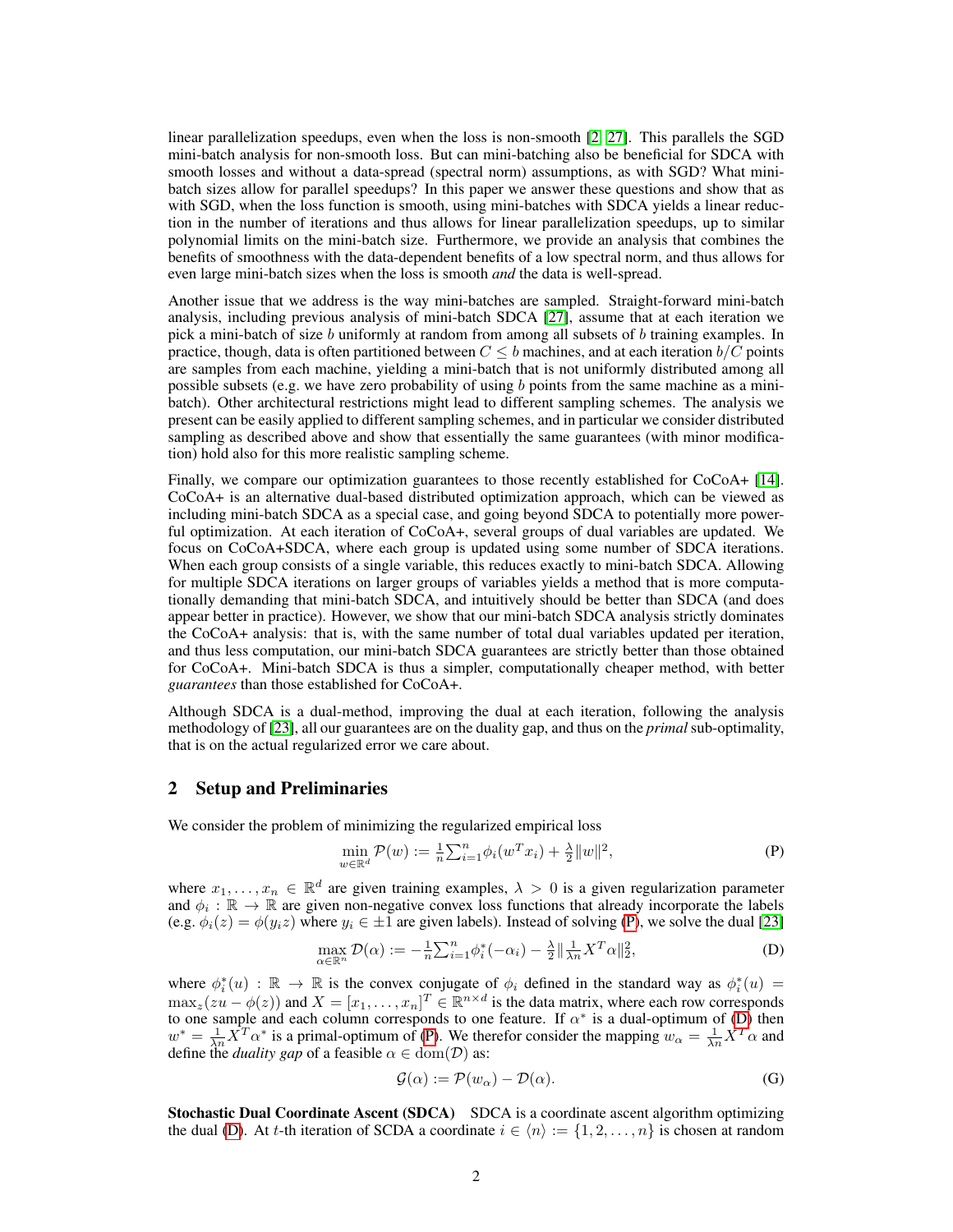linear parallelization speedups, even when the loss is non-smooth [2, 27]. This parallels the SGD mini-batch analysis for non-smooth loss. But can mini-batching also be beneficial for SDCA with smooth losses and without a data-spread (spectral norm) assumptions, as with SGD? What mini-batch sizes allow for parallel speedups? In this paper we answer these questions and show that as with SGD, when the loss function is smooth, using mini-batches with SDCA yields a linear reduction in the number of iterations and thus allows for linear parallelization speedups, up to similar polynomial limits on the mini-batch size. Furthermore, we provide an analysis that combines the benefits of smoothness with the data-dependent benefits of a low spectral norm, and thus allows for even large mini-batch sizes when the loss is smooth *and* the data is well-spread.

Another issue that we address is the way mini-batches are sampled. Straight-forward mini-batch analysis, including previous analysis of mini-batch SDCA [27], assume that at each iteration we pick a mini-batch of size $b$ uniformly at random from among all subsets of $b$ training examples. In practice, though, data is often partitioned between $C \le b$ machines, and at each iteration $b/C$ points are samples from each machine, yielding a mini-batch that is not uniformly distributed among all possible subsets (e.g. we have zero probability of using $b$ points from the same machine as a mini-batch). Other architectural restrictions might lead to different sampling schemes. The analysis we present can be easily applied to different sampling schemes, and in particular we consider distributed sampling as described above and show that essentially the same guarantees (with minor modification) hold also for this more realistic sampling scheme.

Finally, we compare our optimization guarantees to those recently established for CoCoA+ [14]. CoCoA+ is an alternative dual-based distributed optimization approach, which can be viewed as including mini-batch SDCA as a special case, and going beyond SDCA to potentially more powerful optimization. At each iteration of CoCoA+, several groups of dual variables are updated. We focus on CoCoA+SDCA, where each group is updated using some number of SDCA iterations. When each group consists of a single variable, this reduces exactly to mini-batch SDCA. Allowing for multiple SDCA iterations on larger groups of variables yields a method that is more computationally demanding that mini-batch SDCA, and intuitively should be better than SDCA (and does appear better in practice). However, we show that our mini-batch SDCA analysis strictly dominates the CoCoA+ analysis: that is, with the same number of total dual variables updated per iteration, and thus less computation, our mini-batch SDCA guarantees are strictly better than those obtained for CoCoA+. Mini-batch SDCA is thus a simpler, computationally cheaper method, with better *guarantees* than those established for CoCoA+.

Although SDCA is a dual-method, improving the dual at each iteration, following the analysis methodology of [23], all our guarantees are on the duality gap, and thus on the *primal* sub-optimality, that is on the actual regularized error we care about.

## 2 Setup and Preliminaries

We consider the problem of minimizing the regularized empirical loss

$$\min_{w\in\mathbb{R}^d} \mathcal{P}(w) := \tfrac{1}{n}\textstyle\sum_{i=1}^n \phi_i(w^T x_i) + \tfrac{\lambda}{2}\|w\|^2, \tag{P}$$

where $x_1, \ldots, x_n \in \mathbb{R}^d$ are given training examples, $\lambda > 0$ is a given regularization parameter and $\phi_i : \mathbb{R} \to \mathbb{R}$ are given non-negative convex loss functions that already incorporate the labels (e.g. $\phi_i(z) = \phi(y_i z)$ where $y_i \in \pm 1$ are given labels). Instead of solving (P), we solve the dual [23]

$$\max_{\alpha\in\mathbb{R}^n} \mathcal{D}(\alpha) := -\tfrac{1}{n}\textstyle\sum_{i=1}^n \phi_i^*(-\alpha_i) - \tfrac{\lambda}{2}\|\tfrac{1}{\lambda n}X^T\alpha\|_2^2, \tag{D}$$

where $\phi_i^*(u) : \mathbb{R} \to \mathbb{R}$ is the convex conjugate of $\phi_i$ defined in the standard way as $\phi_i^*(u) = \max_z(zu - \phi(z))$ and $X = [x_1, \ldots, x_n]^T \in \mathbb{R}^{n\times d}$ is the data matrix, where each row corresponds to one sample and each column corresponds to one feature. If $\alpha^*$ is a dual-optimum of (D) then $w^* = \frac{1}{\lambda n}X^T\alpha^*$ is a primal-optimum of (P). We therefor consider the mapping $w_\alpha = \frac{1}{\lambda n}X^T\alpha$ and define the *duality gap* of a feasible $\alpha \in \mathrm{dom}(\mathcal{D})$ as:

$$\mathcal{G}(\alpha) := \mathcal{P}(w_\alpha) - \mathcal{D}(\alpha). \tag{G}$$

**Stochastic Dual Coordinate Ascent (SDCA)** SDCA is a coordinate ascent algorithm optimizing the dual (D). At $t$-th iteration of SCDA a coordinate $i \in \langle n\rangle := \{1, 2, \ldots, n\}$ is chosen at random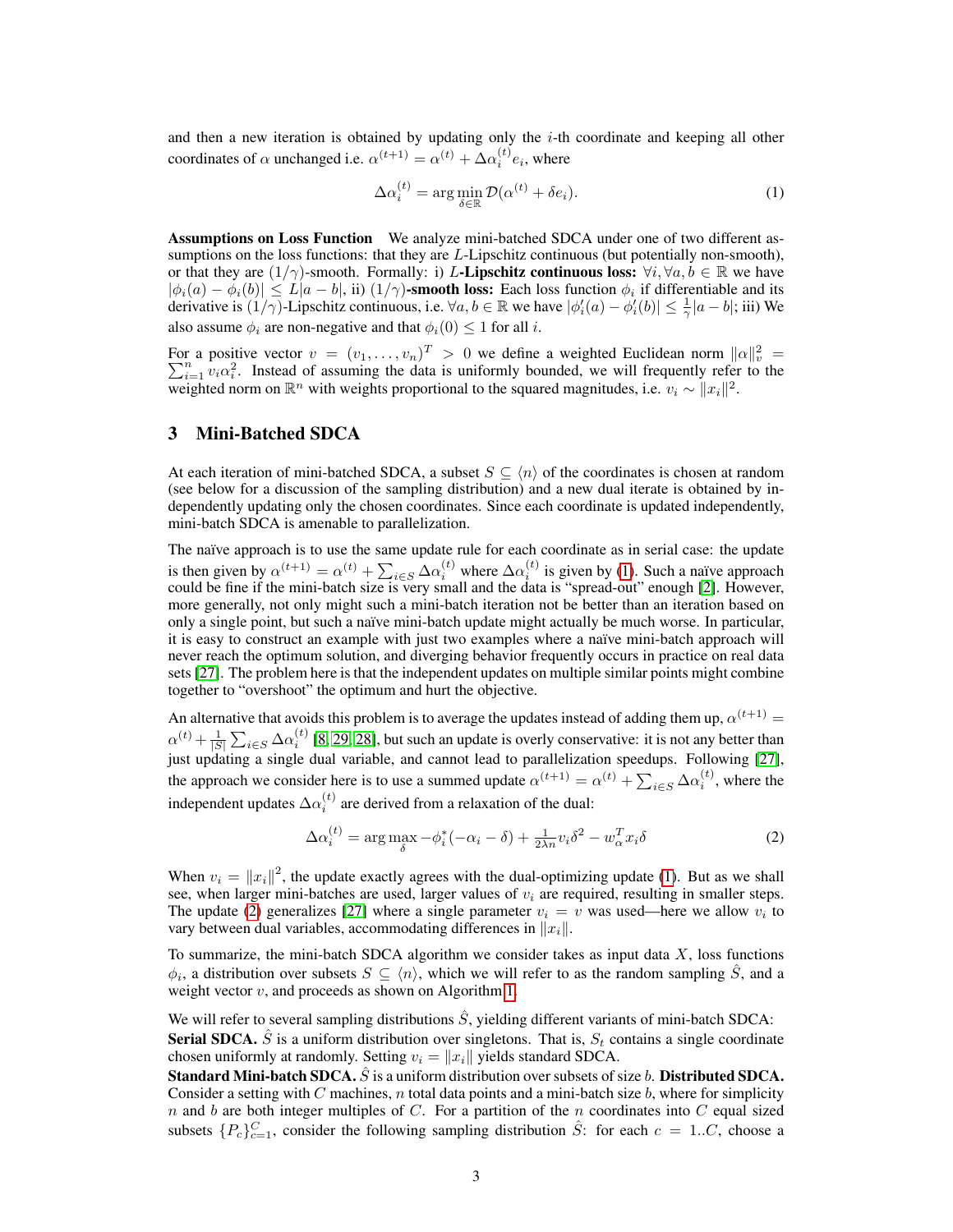and then a new iteration is obtained by updating only the $i$-th coordinate and keeping all other coordinates of $\alpha$ unchanged i.e. $\alpha^{(t+1)} = \alpha^{(t)} + \Delta\alpha_i^{(t)} e_i$, where

$$\Delta\alpha_i^{(t)} = \arg\min_{\delta \in \mathbb{R}} \mathcal{D}(\alpha^{(t)} + \delta e_i). \tag{1}$$

**Assumptions on Loss Function** We analyze mini-batched SDCA under one of two different assumptions on the loss functions: that they are $L$-Lipschitz continuous (but potentially non-smooth), or that they are $(1/\gamma)$-smooth. Formally: i) **$L$-Lipschitz continuous loss:** $\forall i, \forall a, b \in \mathbb{R}$ we have $|\phi_i(a) - \phi_i(b)| \leq L|a - b|$, ii) **$(1/\gamma)$-smooth loss:** Each loss function $\phi_i$ if differentiable and its derivative is $(1/\gamma)$-Lipschitz continuous, i.e. $\forall a, b \in \mathbb{R}$ we have $|\phi_i'(a) - \phi_i'(b)| \leq \frac{1}{\gamma}|a - b|$; iii) We also assume $\phi_i$ are non-negative and that $\phi_i(0) \leq 1$ for all $i$.

For a positive vector $v = (v_1, \ldots, v_n)^T > 0$ we define a weighted Euclidean norm $\|\alpha\|_v^2 = \sum_{i=1}^n v_i \alpha_i^2$. Instead of assuming the data is uniformly bounded, we will frequently refer to the weighted norm on $\mathbb{R}^n$ with weights proportional to the squared magnitudes, i.e. $v_i \sim \|x_i\|^2$.

## 3 Mini-Batched SDCA

At each iteration of mini-batched SDCA, a subset $S \subseteq \langle n \rangle$ of the coordinates is chosen at random (see below for a discussion of the sampling distribution) and a new dual iterate is obtained by independently updating only the chosen coordinates. Since each coordinate is updated independently, mini-batch SDCA is amenable to parallelization.

The naïve approach is to use the same update rule for each coordinate as in serial case: the update is then given by $\alpha^{(t+1)} = \alpha^{(t)} + \sum_{i \in S} \Delta\alpha_i^{(t)}$ where $\Delta\alpha_i^{(t)}$ is given by (1). Such a naïve approach could be fine if the mini-batch size is very small and the data is "spread-out" enough [2]. However, more generally, not only might such a mini-batch iteration not be better than an iteration based on only a single point, but such a naïve mini-batch update might actually be much worse. In particular, it is easy to construct an example with just two examples where a naïve mini-batch approach will never reach the optimum solution, and diverging behavior frequently occurs in practice on real data sets [27]. The problem here is that the independent updates on multiple similar points might combine together to "overshoot" the optimum and hurt the objective.

An alternative that avoids this problem is to average the updates instead of adding them up, $\alpha^{(t+1)} = \alpha^{(t)} + \frac{1}{|S|}\sum_{i \in S} \Delta\alpha_i^{(t)}$ [8, 29, 28], but such an update is overly conservative: it is not any better than just updating a single dual variable, and cannot lead to parallelization speedups. Following [27], the approach we consider here is to use a summed update $\alpha^{(t+1)} = \alpha^{(t)} + \sum_{i \in S} \Delta\alpha_i^{(t)}$, where the independent updates $\Delta\alpha_i^{(t)}$ are derived from a relaxation of the dual:

$$\Delta\alpha_i^{(t)} = \arg\max_{\delta} -\phi_i^*(-\alpha_i - \delta) + \tfrac{1}{2\lambda n} v_i \delta^2 - w_\alpha^T x_i \delta \tag{2}$$

When $v_i = \|x_i\|^2$, the update exactly agrees with the dual-optimizing update (1). But as we shall see, when larger mini-batches are used, larger values of $v_i$ are required, resulting in smaller steps. The update (2) generalizes [27] where a single parameter $v_i = v$ was used—here we allow $v_i$ to vary between dual variables, accommodating differences in $\|x_i\|$.

To summarize, the mini-batch SDCA algorithm we consider takes as input data $X$, loss functions $\phi_i$, a distribution over subsets $S \subseteq \langle n \rangle$, which we will refer to as the random sampling $\hat{S}$, and a weight vector $v$, and proceeds as shown on Algorithm 1.

We will refer to several sampling distributions $\hat{S}$, yielding different variants of mini-batch SDCA:
**Serial SDCA.** $\hat{S}$ is a uniform distribution over singletons. That is, $S_t$ contains a single coordinate chosen uniformly at randomly. Setting $v_i = \|x_i\|$ yields standard SDCA.
**Standard Mini-batch SDCA.** $\hat{S}$ is a uniform distribution over subsets of size $b$. **Distributed SDCA.** Consider a setting with $C$ machines, $n$ total data points and a mini-batch size $b$, where for simplicity $n$ and $b$ are both integer multiples of $C$. For a partition of the $n$ coordinates into $C$ equal sized subsets $\{P_c\}_{c=1}^C$, consider the following sampling distribution $\hat{S}$: for each $c = 1..C$, choose a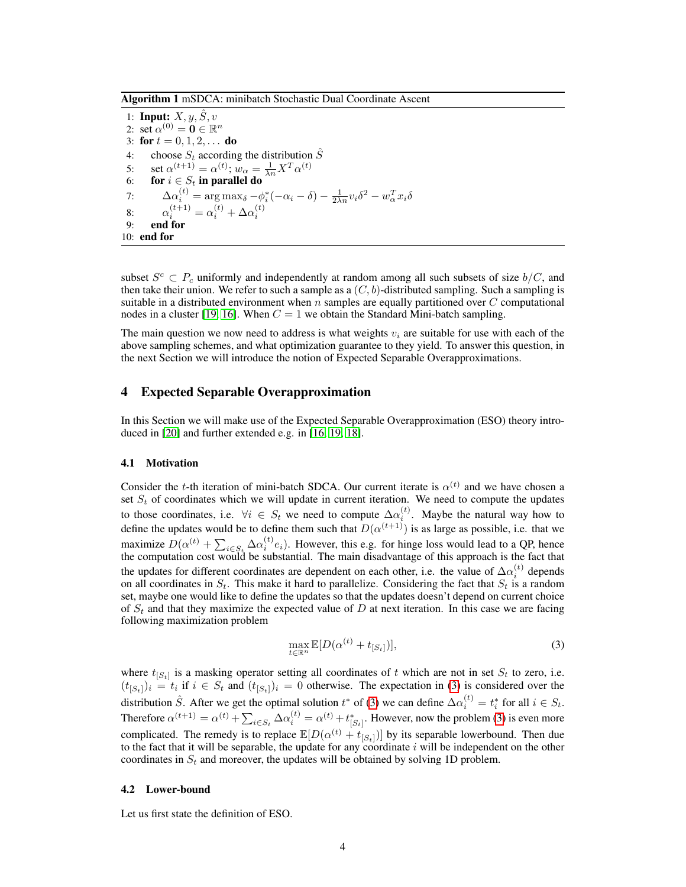**Algorithm 1** mSDCA: minibatch Stochastic Dual Coordinate Ascent

```
1: Input: X, y, Ŝ, v
2: set α^(0) = 0 ∈ R^n
3: for t = 0, 1, 2, ... do
4:     choose S_t according the distribution Ŝ
5:     set α^(t+1) = α^(t); w_α = (1/(λn)) X^T α^(t)
6:     for i ∈ S_t in parallel do
7:         Δα_i^(t) = arg max_δ −φ_i^*(−α_i − δ) − (1/(2λn)) v_i δ^2 − w_α^T x_i δ
8:         α_i^(t+1) = α_i^(t) + Δα_i^(t)
9:     end for
10: end for
```

subset $S^c \subset P_c$ uniformly and independently at random among all such subsets of size $b/C$, and then take their union. We refer to such a sample as a $(C, b)$-distributed sampling. Such a sampling is suitable in a distributed environment when $n$ samples are equally partitioned over $C$ computational nodes in a cluster [19, 16]. When $C = 1$ we obtain the Standard Mini-batch sampling.

The main question we now need to address is what weights $v_i$ are suitable for use with each of the above sampling schemes, and what optimization guarantee to they yield. To answer this question, in the next Section we will introduce the notion of Expected Separable Overapproximations.

## 4 Expected Separable Overapproximation

In this Section we will make use of the Expected Separable Overapproximation (ESO) theory introduced in [20] and further extended e.g. in [16, 19, 18].

### 4.1 Motivation

Consider the $t$-th iteration of mini-batch SDCA. Our current iterate is $\alpha^{(t)}$ and we have chosen a set $S_t$ of coordinates which we will update in current iteration. We need to compute the updates to those coordinates, i.e. $\forall i \in S_t$ we need to compute $\Delta\alpha_i^{(t)}$. Maybe the natural way how to define the updates would be to define them such that $D(\alpha^{(t+1)})$ is as large as possible, i.e. that we maximize $D(\alpha^{(t)} + \sum_{i \in S_t} \Delta\alpha_i^{(t)} e_i)$. However, this e.g. for hinge loss would lead to a QP, hence the computation cost would be substantial. The main disadvantage of this approach is the fact that the updates for different coordinates are dependent on each other, i.e. the value of $\Delta\alpha_i^{(t)}$ depends on all coordinates in $S_t$. This make it hard to parallelize. Considering the fact that $S_t$ is a random set, maybe one would like to define the updates so that the updates doesn't depend on current choice of $S_t$ and that they maximize the expected value of $D$ at next iteration. In this case we are facing following maximization problem

$$\max_{t \in \mathbb{R}^n} \mathbb{E}[D(\alpha^{(t)} + t_{[S_t]})], \tag{3}$$

where $t_{[S_t]}$ is a masking operator setting all coordinates of $t$ which are not in set $S_t$ to zero, i.e. $(t_{[S_t]})_i = t_i$ if $i \in S_t$ and $(t_{[S_t]})_i = 0$ otherwise. The expectation in (3) is considered over the distribution $\hat{S}$. After we get the optimal solution $t^*$ of (3) we can define $\Delta\alpha_i^{(t)} = t_i^*$ for all $i \in S_t$. Therefore $\alpha^{(t+1)} = \alpha^{(t)} + \sum_{i \in S_t} \Delta\alpha_i^{(t)} = \alpha^{(t)} + t^*_{[S_t]}$. However, now the problem (3) is even more complicated. The remedy is to replace $\mathbb{E}[D(\alpha^{(t)} + t_{[S_t]})]$ by its separable lowerbound. Then due to the fact that it will be separable, the update for any coordinate $i$ will be independent on the other coordinates in $S_t$ and moreover, the updates will be obtained by solving 1D problem.

### 4.2 Lower-bound

Let us first state the definition of ESO.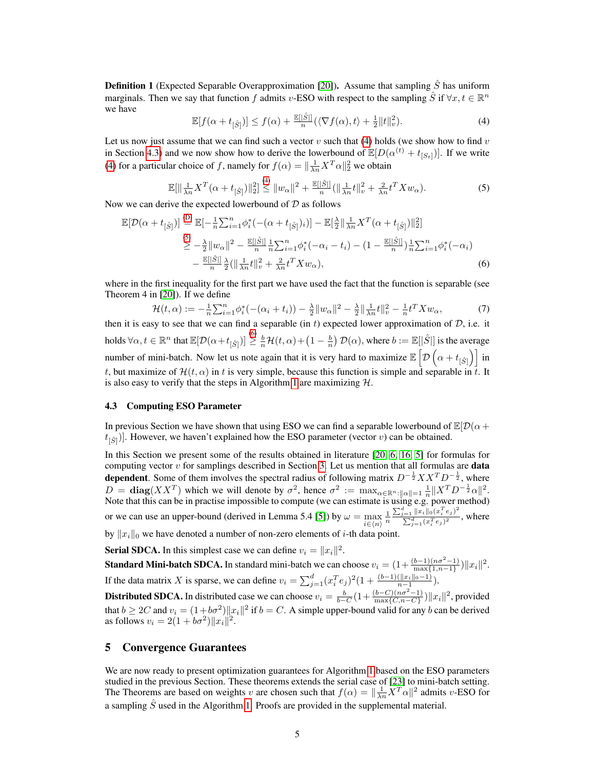**Definition 1** (Expected Separable Overapproximation [20]). Assume that sampling $\hat{S}$ has uniform marginals. Then we say that function $f$ admits $v$-ESO with respect to the sampling $\hat{S}$ if $\forall x, t \in \mathbb{R}^n$ we have

$$\mathbb{E}[f(\alpha + t_{[\hat{S}]})] \leq f(\alpha) + \tfrac{\mathbb{E}[|\hat{S}|]}{n}(\langle \nabla f(\alpha), t\rangle + \tfrac{1}{2}\|t\|_v^2). \tag{4}$$

Let us now just assume that we can find such a vector $v$ such that (4) holds (we show how to find $v$ in Section 4.3) and we now show how to derive the lowerbound of $\mathbb{E}[D(\alpha^{(t)} + t_{[S_t]})]$. If we write (4) for a particular choice of $f$, namely for $f(\alpha) = \|\frac{1}{\lambda n} X^T \alpha\|_2^2$ we obtain

$$\mathbb{E}[\|\tfrac{1}{\lambda n} X^T(\alpha + t_{[\hat{S}]})\|_2^2] \overset{(4)}{\leq} \|w_\alpha\|^2 + \tfrac{\mathbb{E}[|\hat{S}|]}{n}(\|\tfrac{1}{\lambda n} t\|_v^2 + \tfrac{2}{\lambda n} t^T X w_\alpha). \tag{5}$$

Now we can derive the expected lowerbound of $\mathcal{D}$ as follows

$$\begin{aligned}
\mathbb{E}[\mathcal{D}(\alpha + t_{[\hat{S}]})] &\overset{(D)}{=} \mathbb{E}[-\tfrac{1}{n}\textstyle\sum_{i=1}^n \phi_i^*(-(\alpha + t_{[\hat{S}]})_i)] - \mathbb{E}[\tfrac{\lambda}{2}\|\tfrac{1}{\lambda n} X^T(\alpha + t_{[\hat{S}]})\|_2^2] \\
&\overset{(5)}{\geq} -\tfrac{\lambda}{2}\|w_\alpha\|^2 - \tfrac{\mathbb{E}[|\hat{S}|]}{n}\tfrac{1}{n}\textstyle\sum_{i=1}^n \phi_i^*(-\alpha_i - t_i) - (1 - \tfrac{\mathbb{E}[|\hat{S}|]}{n})\tfrac{1}{n}\textstyle\sum_{i=1}^n \phi_i^*(-\alpha_i) \\
&\quad - \tfrac{\mathbb{E}[|\hat{S}|]}{n}\tfrac{\lambda}{2}(\|\tfrac{1}{\lambda n} t\|_v^2 + \tfrac{2}{\lambda n} t^T X w_\alpha),
\end{aligned} \tag{6}$$

where in the first inequality for the first part we have used the fact that the function is separable (see Theorem 4 in [20]). If we define

$$\mathcal{H}(t, \alpha) := -\tfrac{1}{n}\textstyle\sum_{i=1}^n \phi_i^*(-(\alpha_i + t_i)) - \tfrac{\lambda}{2}\|w_\alpha\|^2 - \tfrac{\lambda}{2}\|\tfrac{1}{\lambda n} t\|_v^2 - \tfrac{1}{n} t^T X w_\alpha, \tag{7}$$

then it is easy to see that we can find a separable (in $t$) expected lower approximation of $\mathcal{D}$, i.e. it holds $\forall \alpha, t \in \mathbb{R}^n$ that $\mathbb{E}[\mathcal{D}(\alpha + t_{[\hat{S}]})] \overset{(6)}{\geq} \frac{b}{n}\mathcal{H}(t, \alpha) + \left(1 - \frac{b}{n}\right)\mathcal{D}(\alpha)$, where $b := \mathbb{E}[|\hat{S}|]$ is the average number of mini-batch. Now let us note again that it is very hard to maximize $\mathbb{E}\left[\mathcal{D}\left(\alpha + t_{[\hat{S}]}\right)\right]$ in $t$, but maximize of $\mathcal{H}(t, \alpha)$ in $t$ is very simple, because this function is simple and separable in $t$. It is also easy to verify that the steps in Algorithm 1 are maximizing $\mathcal{H}$.

### 4.3 Computing ESO Parameter

In previous Section we have shown that using ESO we can find a separable lowerbound of $\mathbb{E}[\mathcal{D}(\alpha + t_{[\hat{S}]})]$. However, we haven't explained how the ESO parameter (vector $v$) can be obtained.

In this Section we present some of the results obtained in literature [20, 6, 16, 5] for formulas for computing vector $v$ for samplings described in Section 3. Let us mention that all formulas are **data dependent**. Some of them involves the spectral radius of following matrix $D^{-\frac{1}{2}} X X^T D^{-\frac{1}{2}}$, where $D = \mathbf{diag}(XX^T)$ which we will denote by $\sigma^2$, hence $\sigma^2 := \max_{\alpha \in \mathbb{R}^n : \|\alpha\|=1} \frac{1}{n}\|X^T D^{-\frac{1}{2}}\alpha\|^2$. Note that this can be in practise impossible to compute (we can estimate is using e.g. power method) or we can use an upper-bound (derived in Lemma 5.4 [5]) by $\omega = \max_{i \in \langle n \rangle} \frac{1}{n} \frac{\sum_{j=1}^d \|x_i\|_0 (x_i^T e_j)^2}{\sum_{j=1}^d (x_i^T e_j)^2}$, where by $\|x_i\|_0$ we have denoted a number of non-zero elements of $i$-th data point.

**Serial SDCA.** In this simplest case we can define $v_i = \|x_i\|^2$.

**Standard Mini-batch SDCA.** In standard mini-batch we can choose $v_i = (1 + \frac{(b-1)(n\sigma^2 - 1)}{\max\{1, n-1\}})\|x_i\|^2$. If the data matrix $X$ is sparse, we can define $v_i = \sum_{j=1}^d (x_i^T e_j)^2 (1 + \frac{(b-1)(\|x_i\|_0 - 1)}{n-1})$.

**Distributed SDCA.** In distributed case we can choose $v_i = \frac{b}{b-C}(1 + \frac{(b-C)(n\sigma^2 - 1)}{\max\{C, n-C\}})\|x_i\|^2$, provided that $b \geq 2C$ and $v_i = (1 + b\sigma^2)\|x_i\|^2$ if $b = C$. A simple upper-bound valid for any $b$ can be derived as follows $v_i = 2(1 + b\sigma^2)\|x_i\|^2$.

## 5 Convergence Guarantees

We are now ready to present optimization guarantees for Algorithm 1 based on the ESO parameters studied in the previous Section. These theorems extends the serial case of [23] to mini-batch setting. The Theorems are based on weights $v$ are chosen such that $f(\alpha) = \|\frac{1}{\lambda n} X^T \alpha\|^2$ admits $v$-ESO for a sampling $\hat{S}$ used in the Algorithm 1. Proofs are provided in the supplemental material.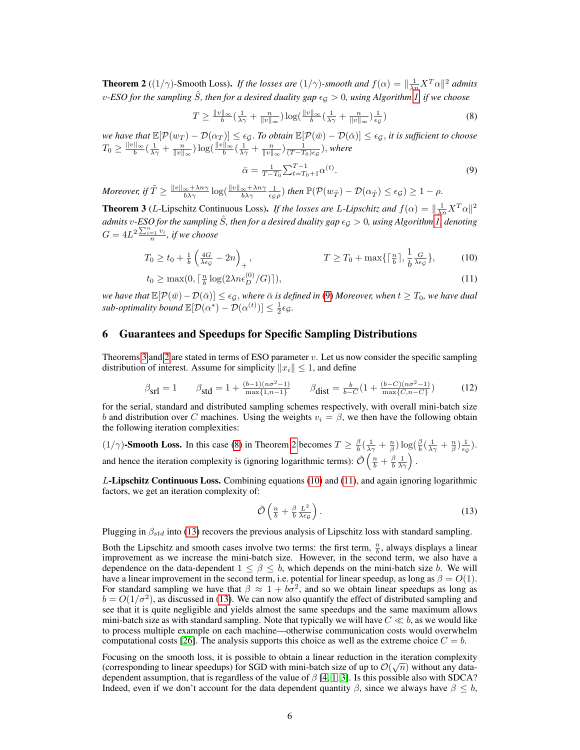**Theorem 2** ($(1/\gamma)$-Smooth Loss)**.** *If the losses are $(1/\gamma)$-smooth and $f(\alpha) = \|\frac{1}{\lambda n} X^T \alpha\|^2$ admits $v$-ESO for the sampling $\hat{S}$, then for a desired duality gap $\epsilon_{\mathcal{G}} > 0$, using Algorithm 1, if we choose*

$$T \geq \tfrac{\|v\|_\infty}{b}\left(\tfrac{1}{\lambda\gamma} + \tfrac{n}{\|v\|_\infty}\right) \log\left(\tfrac{\|v\|_\infty}{b}\left(\tfrac{1}{\lambda\gamma} + \tfrac{n}{\|v\|_\infty}\right)\tfrac{1}{\epsilon_{\mathcal{G}}}\right) \tag{8}$$

*we have that $\mathbb{E}[\mathcal{P}(w_T) - \mathcal{D}(\alpha_T)] \leq \epsilon_{\mathcal{G}}$. To obtain $\mathbb{E}[\mathcal{P}(\bar{w}) - \mathcal{D}(\bar{\alpha})] \leq \epsilon_{\mathcal{G}}$, it is sufficient to choose $T_0 \geq \frac{\|v\|_\infty}{b}\left(\frac{1}{\lambda\gamma} + \frac{n}{\|v\|_\infty}\right)\log\left(\frac{\|v\|_\infty}{b}\left(\frac{1}{\lambda\gamma} + \frac{n}{\|v\|_\infty}\right)\frac{1}{(T-T_0)\epsilon_{\mathcal{G}}}\right)$, where*

$$\bar{\alpha} = \tfrac{1}{T-T_0}\textstyle\sum_{t=T_0+1}^{T-1} \alpha^{(t)}. \tag{9}$$

*Moreover, if $\tilde{T} \geq \frac{\|v\|_\infty + \lambda n \gamma}{b\lambda\gamma}\log\left(\frac{\|v\|_\infty + \lambda n\gamma}{b\lambda\gamma}\frac{1}{\epsilon_{\mathcal{G}}\rho}\right)$ then $\mathbb{P}(\mathcal{P}(w_{\tilde{T}}) - \mathcal{D}(\alpha_{\tilde{T}}) \leq \epsilon_{\mathcal{G}}) \geq 1 - \rho$.*

**Theorem 3** ($L$-Lipschitz Continuous Loss)**.** *If the losses are $L$-Lipschitz and $f(\alpha) = \|\frac{1}{\lambda n} X^T \alpha\|^2$ admits $v$-ESO for the sampling $\hat{S}$, then for a desired duality gap $\epsilon_{\mathcal{G}} > 0$, using Algorithm 1, denoting $G = 4L^2 \frac{\sum_{i=1}^n v_i}{n}$, if we choose*

$$T_0 \geq t_0 + \tfrac{1}{b}\left(\tfrac{4G}{\lambda\epsilon_{\mathcal{G}}} - 2n\right)_+, \qquad T \geq T_0 + \max\{\lceil \tfrac{n}{b} \rceil, \frac{1}{b}\tfrac{G}{\lambda\epsilon_{\mathcal{G}}}\}, \tag{10}$$

$$t_0 \geq \max(0, \lceil \tfrac{n}{b}\log(2\lambda n \epsilon_D^{(0)}/G)\rceil), \tag{11}$$

*we have that $\mathbb{E}[\mathcal{P}(\bar{w}) - \mathcal{D}(\bar{\alpha})] \leq \epsilon_{\mathcal{G}}$, where $\bar{\alpha}$ is defined in (9) Moreover, when $t \geq T_0$, we have dual sub-optimality bound $\mathbb{E}[\mathcal{D}(\alpha^*) - \mathcal{D}(\alpha^{(t)})] \leq \frac{1}{2}\epsilon_{\mathcal{G}}$.*

## 6 Guarantees and Speedups for Specific Sampling Distributions

Theorems 3 and 2 are stated in terms of ESO parameter $v$. Let us now consider the specific sampling distribution of interest. Assume for simplicity $\|x_i\| \leq 1$, and define

$$\beta_{\text{srl}} = 1 \qquad \beta_{\text{std}} = 1 + \tfrac{(b-1)(n\sigma^2-1)}{\max\{1, n-1\}} \qquad \beta_{\text{dist}} = \tfrac{b}{b-C}\left(1 + \tfrac{(b-C)(n\sigma^2-1)}{\max\{C, n-C\}}\right) \tag{12}$$

for the serial, standard and distributed sampling schemes respectively, with overall mini-batch size $b$ and distribution over $C$ machines. Using the weights $v_i = \beta$, we then have the following obtain the following iteration complexities:

**$(1/\gamma)$-Smooth Loss.** In this case (8) in Theorem 2 becomes $T \geq \frac{\beta}{b}\left(\frac{1}{\lambda\gamma} + \frac{n}{\beta}\right)\log\left(\frac{\beta}{b}\left(\frac{1}{\lambda\gamma} + \frac{n}{\beta}\right)\frac{1}{\epsilon_{\mathcal{G}}}\right)$. and hence the iteration complexity is (ignoring logarithmic terms): $\tilde{\mathcal{O}}\left(\frac{n}{b} + \frac{\beta}{b}\frac{1}{\lambda\gamma}\right)$.

**$L$-Lipschitz Continuous Loss.** Combining equations (10) and (11), and again ignoring logarithmic factors, we get an iteration complexity of:

$$\tilde{\mathcal{O}}\left(\tfrac{n}{b} + \tfrac{\beta}{b}\tfrac{L^2}{\lambda\epsilon_{\mathcal{G}}}\right). \tag{13}$$

Plugging in $\beta_{std}$ into (13) recovers the previous analysis of Lipschitz loss with standard sampling.

Both the Lipschitz and smooth cases involve two terms: the first term, $\frac{n}{b}$, always displays a linear improvement as we increase the mini-batch size. However, in the second term, we also have a dependence on the data-dependent $1 \leq \beta \leq b$, which depends on the mini-batch size $b$. We will have a linear improvement in the second term, i.e. potential for linear speedup, as long as $\beta = O(1)$. For standard sampling we have that $\beta \approx 1 + b\sigma^2$, and so we obtain linear speedups as long as $b = O(1/\sigma^2)$, as discussed in (13). We can now also quantify the effect of distributed sampling and see that it is quite negligible and yields almost the same speedups and the same maximum allows mini-batch size as with standard sampling. Note that typically we will have $C \ll b$, as we would like to process multiple example on each machine—otherwise communication costs would overwhelm computational costs [26]. The analysis supports this choice as well as the extreme choice $C = b$.

Focusing on the smooth loss, it is possible to obtain a linear reduction in the iteration complexity (corresponding to linear speedups) for SGD with mini-batch size of up to $\mathcal{O}(\sqrt{n})$ without any data-dependent assumption, that is regardless of the value of $\beta$ [4, 1, 3]. Is this possible also with SDCA? Indeed, even if we don't account for the data dependent quantity $\beta$, since we always have $\beta \leq b$,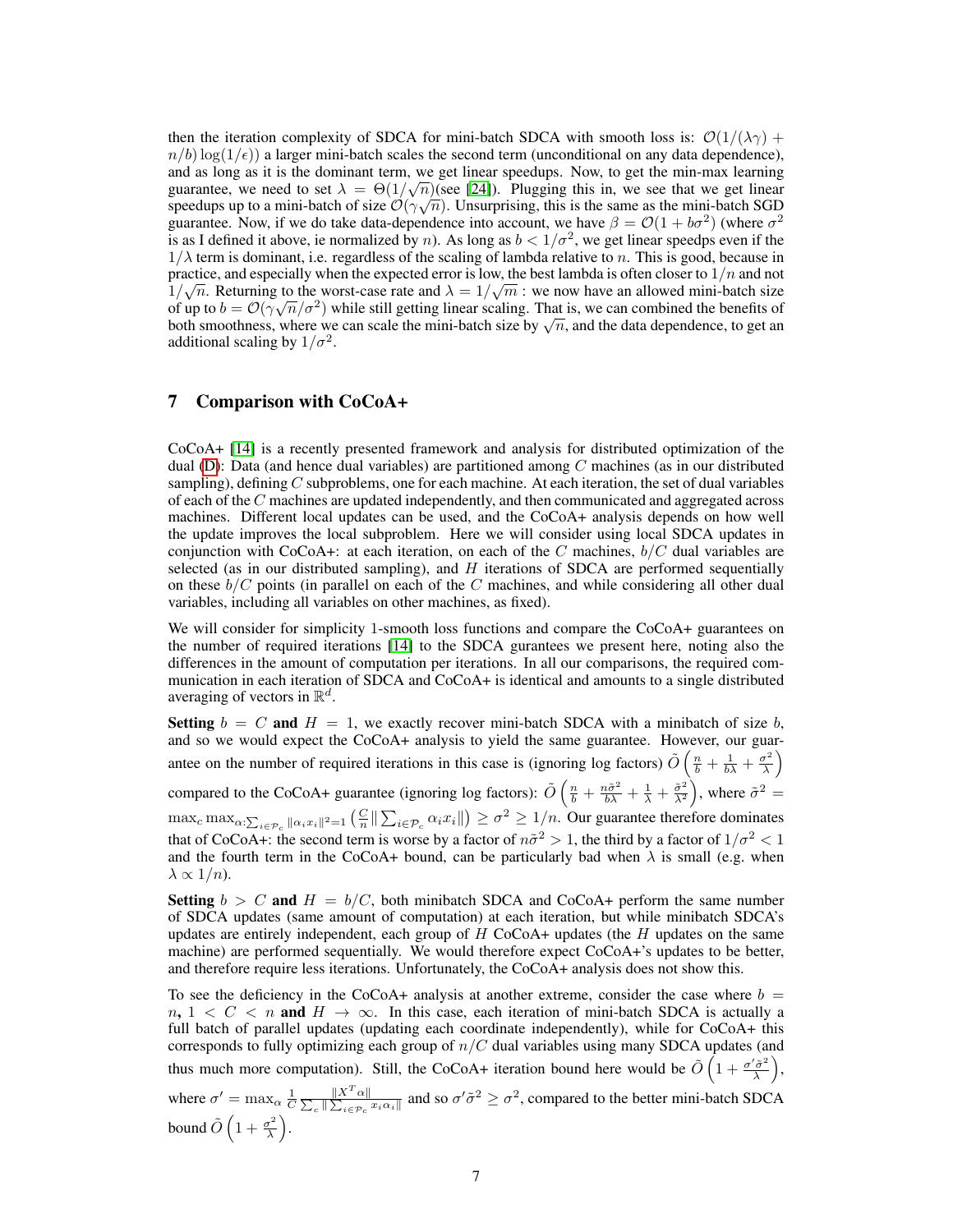then the iteration complexity of SDCA for mini-batch SDCA with smooth loss is: $\mathcal{O}(1/(\lambda\gamma) + n/b)\log(1/\epsilon))$ a larger mini-batch scales the second term (unconditional on any data dependence), and as long as it is the dominant term, we get linear speedups. Now, to get the min-max learning guarantee, we need to set $\lambda = \Theta(1/\sqrt{n})$(see [24]). Plugging this in, we see that we get linear speedups up to a mini-batch of size $\mathcal{O}(\gamma\sqrt{n})$. Unsurprising, this is the same as the mini-batch SGD guarantee. Now, if we do take data-dependence into account, we have $\beta = \mathcal{O}(1 + b\sigma^2)$ (where $\sigma^2$ is as I defined it above, ie normalized by $n$). As long as $b < 1/\sigma^2$, we get linear speedps even if the $1/\lambda$ term is dominant, i.e. regardless of the scaling of lambda relative to $n$. This is good, because in practice, and especially when the expected error is low, the best lambda is often closer to $1/n$ and not $1/\sqrt{n}$. Returning to the worst-case rate and $\lambda = 1/\sqrt{m}$ : we now have an allowed mini-batch size of up to $b = \mathcal{O}(\gamma\sqrt{n}/\sigma^2)$ while still getting linear scaling. That is, we can combined the benefits of both smoothness, where we can scale the mini-batch size by $\sqrt{n}$, and the data dependence, to get an additional scaling by $1/\sigma^2$.

## 7 Comparison with CoCoA+

CoCoA+ [14] is a recently presented framework and analysis for distributed optimization of the dual (D): Data (and hence dual variables) are partitioned among $C$ machines (as in our distributed sampling), defining $C$ subproblems, one for each machine. At each iteration, the set of dual variables of each of the $C$ machines are updated independently, and then communicated and aggregated across machines. Different local updates can be used, and the CoCoA+ analysis depends on how well the update improves the local subproblem. Here we will consider using local SDCA updates in conjunction with CoCoA+: at each iteration, on each of the $C$ machines, $b/C$ dual variables are selected (as in our distributed sampling), and $H$ iterations of SDCA are performed sequentially on these $b/C$ points (in parallel on each of the $C$ machines, and while considering all other dual variables, including all variables on other machines, as fixed).

We will consider for simplicity 1-smooth loss functions and compare the CoCoA+ guarantees on the number of required iterations [14] to the SDCA gurantees we present here, noting also the differences in the amount of computation per iterations. In all our comparisons, the required communication in each iteration of SDCA and CoCoA+ is identical and amounts to a single distributed averaging of vectors in $\mathbb{R}^d$.

**Setting** $b = C$ **and** $H = 1$, we exactly recover mini-batch SDCA with a minibatch of size $b$, and so we would expect the CoCoA+ analysis to yield the same guarantee. However, our guarantee on the number of required iterations in this case is (ignoring log factors) $\tilde{O}\left(\frac{n}{b} + \frac{1}{b\lambda} + \frac{\sigma^2}{\lambda}\right)$ compared to the CoCoA+ guarantee (ignoring log factors): $\tilde{O}\left(\frac{n}{b} + \frac{n\tilde{\sigma}^2}{b\lambda} + \frac{1}{\lambda} + \frac{\tilde{\sigma}^2}{\lambda^2}\right)$, where $\tilde{\sigma}^2 = \max_c \max_{\alpha:\sum_{i\in\mathcal{P}_c}\|\alpha_i x_i\|^2=1}\left(\frac{C}{n}\|\sum_{i\in\mathcal{P}_c}\alpha_i x_i\|\right) \geq \sigma^2 \geq 1/n$. Our guarantee therefore dominates that of CoCoA+: the second term is worse by a factor of $n\tilde{\sigma}^2 > 1$, the third by a factor of $1/\sigma^2 < 1$ and the fourth term in the CoCoA+ bound, can be particularly bad when $\lambda$ is small (e.g. when $\lambda \propto 1/n$).

**Setting** $b > C$ **and** $H = b/C$, both minibatch SDCA and CoCoA+ perform the same number of SDCA updates (same amount of computation) at each iteration, but while minibatch SDCA's updates are entirely independent, each group of $H$ CoCoA+ updates (the $H$ updates on the same machine) are performed sequentially. We would therefore expect CoCoA+'s updates to be better, and therefore require less iterations. Unfortunately, the CoCoA+ analysis does not show this.

To see the deficiency in the CoCoA+ analysis at another extreme, consider the case where $b = n$, $1 < C < n$ **and** $H \to \infty$. In this case, each iteration of mini-batch SDCA is actually a full batch of parallel updates (updating each coordinate independently), while for CoCoA+ this corresponds to fully optimizing each group of $n/C$ dual variables using many SDCA updates (and thus much more computation). Still, the CoCoA+ iteration bound here would be $\tilde{O}\left(1 + \frac{\sigma'\tilde{\sigma}^2}{\lambda}\right)$, where $\sigma' = \max_\alpha \frac{1}{C}\frac{\|X^T\alpha\|}{\sum_c\|\sum_{i\in\mathcal{P}_c}x_i\alpha_i\|}$ and so $\sigma'\tilde{\sigma}^2 \geq \sigma^2$, compared to the better mini-batch SDCA bound $\tilde{O}\left(1 + \frac{\sigma^2}{\lambda}\right)$.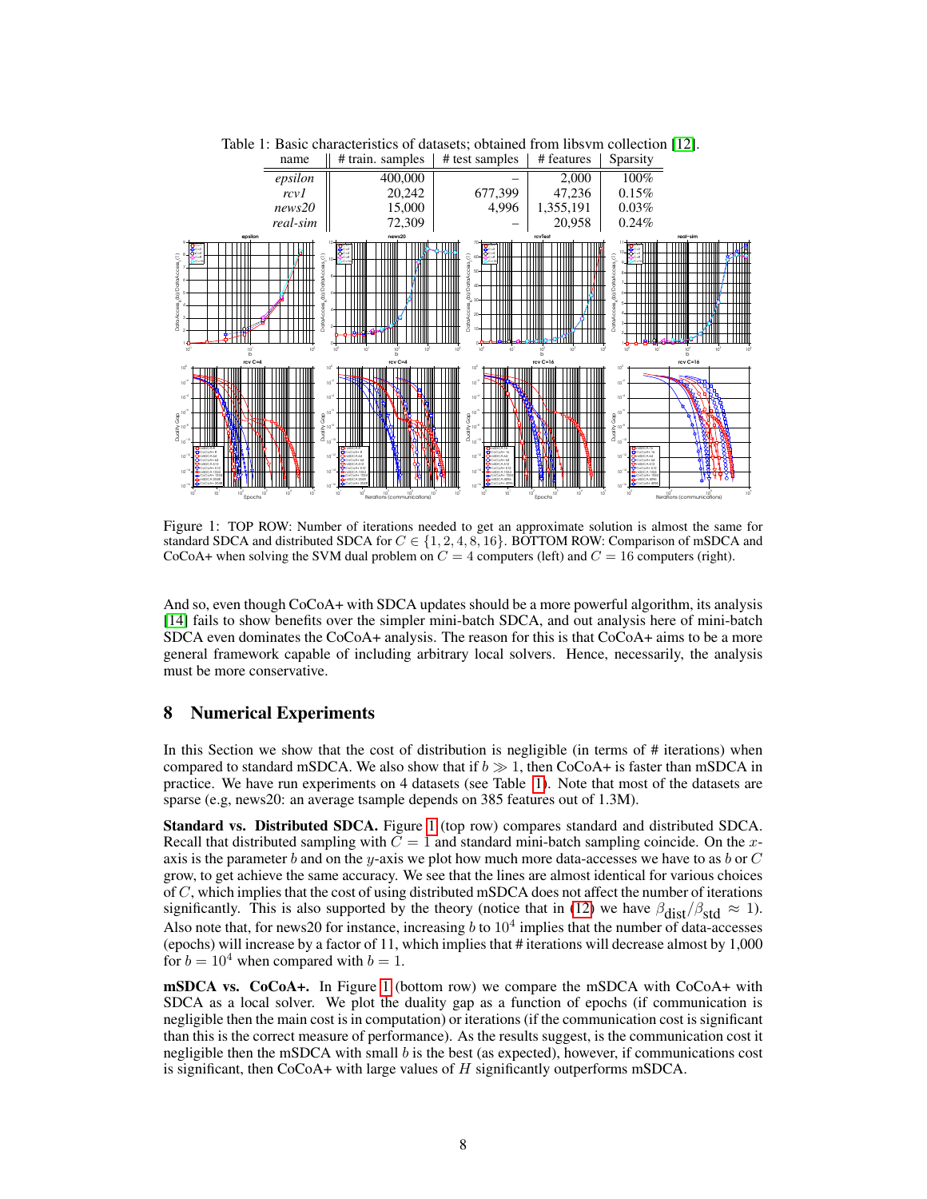Table 1: Basic characteristics of datasets; obtained from libsvm collection [12].

| name | # train. samples | # test samples | # features | Sparsity |
|---|---|---|---|---|
| *epsilon* | 400,000 | – | 2,000 | 100% |
| *rcv1* | 20,242 | 677,399 | 47,236 | 0.15% |
| *news20* | 15,000 | 4,996 | 1,355,191 | 0.03% |
| *real-sim* | 72,309 | – | 20,958 | 0.24% |

Figure 1: TOP ROW: Number of iterations needed to get an approximate solution is almost the same for standard SDCA and distributed SDCA for $C \in \{1, 2, 4, 8, 16\}$. BOTTOM ROW: Comparison of mSDCA and CoCoA+ when solving the SVM dual problem on $C = 4$ computers (left) and $C = 16$ computers (right).

And so, even though CoCoA+ with SDCA updates should be a more powerful algorithm, its analysis [14] fails to show benefits over the simpler mini-batch SDCA, and out analysis here of mini-batch SDCA even dominates the CoCoA+ analysis. The reason for this is that CoCoA+ aims to be a more general framework capable of including arbitrary local solvers. Hence, necessarily, the analysis must be more conservative.

## 8 Numerical Experiments

In this Section we show that the cost of distribution is negligible (in terms of # iterations) when compared to standard mSDCA. We also show that if $b \gg 1$, then CoCoA+ is faster than mSDCA in practice. We have run experiments on 4 datasets (see Table 1). Note that most of the datasets are sparse (e.g, news20: an average tsample depends on 385 features out of 1.3M).

**Standard vs. Distributed SDCA.** Figure 1 (top row) compares standard and distributed SDCA. Recall that distributed sampling with $C = 1$ and standard mini-batch sampling coincide. On the $x$-axis is the parameter $b$ and on the $y$-axis we plot how much more data-accesses we have to as $b$ or $C$ grow, to get achieve the same accuracy. We see that the lines are almost identical for various choices of $C$, which implies that the cost of using distributed mSDCA does not affect the number of iterations significantly. This is also supported by the theory (notice that in (12) we have $\beta_{\text{dist}}/\beta_{\text{std}} \approx 1$). Also note that, for news20 for instance, increasing $b$ to $10^4$ implies that the number of data-accesses (epochs) will increase by a factor of 11, which implies that # iterations will decrease almost by 1,000 for $b = 10^4$ when compared with $b = 1$.

**mSDCA vs. CoCoA+.** In Figure 1 (bottom row) we compare the mSDCA with CoCoA+ with SDCA as a local solver. We plot the duality gap as a function of epochs (if communication is negligible then the main cost is in computation) or iterations (if the communication cost is significant than this is the correct measure of performance). As the results suggest, is the communication cost it negligible then the mSDCA with small $b$ is the best (as expected), however, if communications cost is significant, then CoCoA+ with large values of $H$ significantly outperforms mSDCA.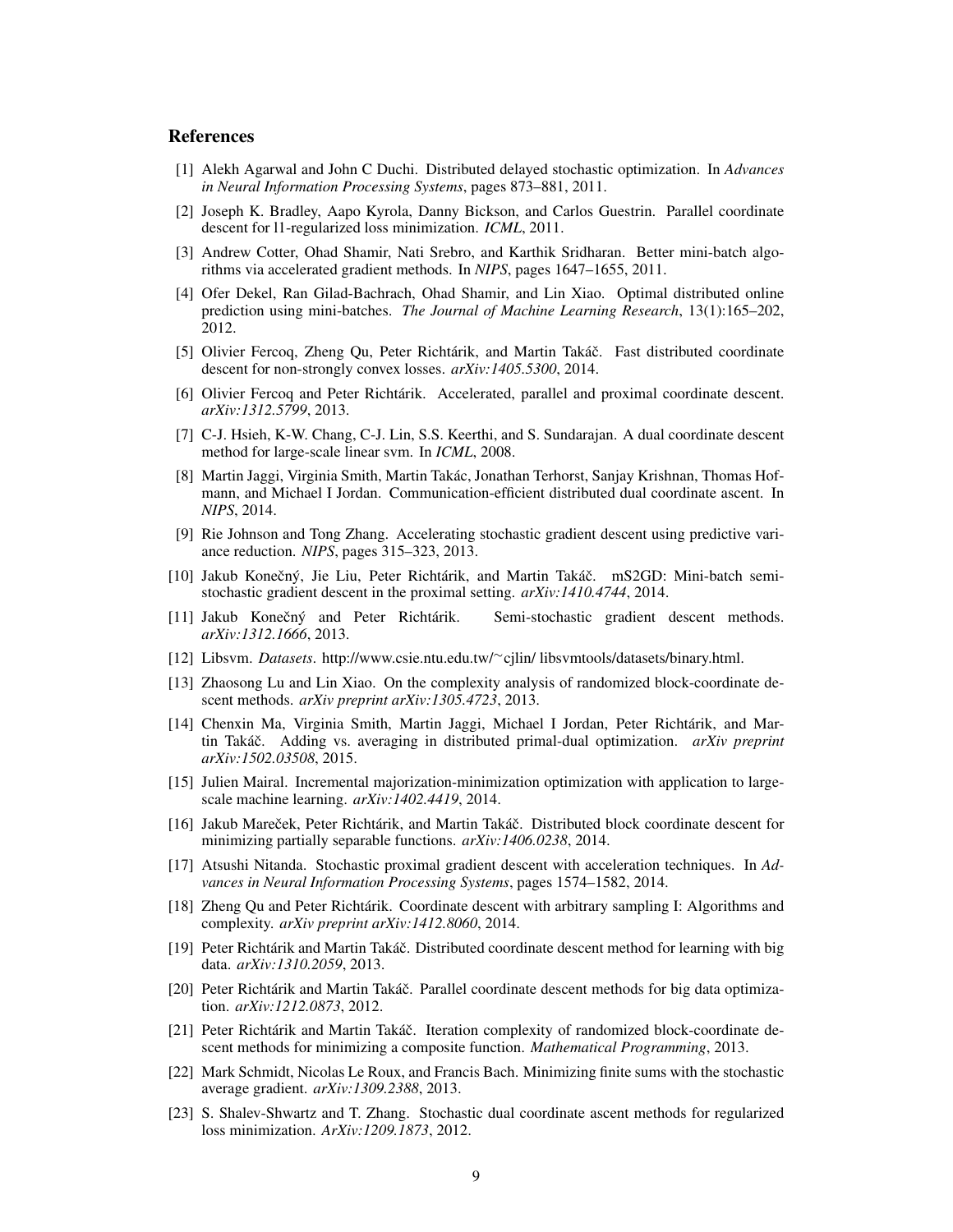## References

[1] Alekh Agarwal and John C Duchi. Distributed delayed stochastic optimization. In *Advances in Neural Information Processing Systems*, pages 873–881, 2011.

[2] Joseph K. Bradley, Aapo Kyrola, Danny Bickson, and Carlos Guestrin. Parallel coordinate descent for l1-regularized loss minimization. *ICML*, 2011.

[3] Andrew Cotter, Ohad Shamir, Nati Srebro, and Karthik Sridharan. Better mini-batch algorithms via accelerated gradient methods. In *NIPS*, pages 1647–1655, 2011.

[4] Ofer Dekel, Ran Gilad-Bachrach, Ohad Shamir, and Lin Xiao. Optimal distributed online prediction using mini-batches. *The Journal of Machine Learning Research*, 13(1):165–202, 2012.

[5] Olivier Fercoq, Zheng Qu, Peter Richtárik, and Martin Takáč. Fast distributed coordinate descent for non-strongly convex losses. *arXiv:1405.5300*, 2014.

[6] Olivier Fercoq and Peter Richtárik. Accelerated, parallel and proximal coordinate descent. *arXiv:1312.5799*, 2013.

[7] C-J. Hsieh, K-W. Chang, C-J. Lin, S.S. Keerthi, and S. Sundarajan. A dual coordinate descent method for large-scale linear svm. In *ICML*, 2008.

[8] Martin Jaggi, Virginia Smith, Martin Takác, Jonathan Terhorst, Sanjay Krishnan, Thomas Hofmann, and Michael I Jordan. Communication-efficient distributed dual coordinate ascent. In *NIPS*, 2014.

[9] Rie Johnson and Tong Zhang. Accelerating stochastic gradient descent using predictive variance reduction. *NIPS*, pages 315–323, 2013.

[10] Jakub Konečný, Jie Liu, Peter Richtárik, and Martin Takáč. mS2GD: Mini-batch semi-stochastic gradient descent in the proximal setting. *arXiv:1410.4744*, 2014.

[11] Jakub Konečný and Peter Richtárik. Semi-stochastic gradient descent methods. *arXiv:1312.1666*, 2013.

[12] Libsvm. *Datasets*. http://www.csie.ntu.edu.tw/~cjlin/ libsvmtools/datasets/binary.html.

[13] Zhaosong Lu and Lin Xiao. On the complexity analysis of randomized block-coordinate descent methods. *arXiv preprint arXiv:1305.4723*, 2013.

[14] Chenxin Ma, Virginia Smith, Martin Jaggi, Michael I Jordan, Peter Richtárik, and Martin Takáč. Adding vs. averaging in distributed primal-dual optimization. *arXiv preprint arXiv:1502.03508*, 2015.

[15] Julien Mairal. Incremental majorization-minimization optimization with application to large-scale machine learning. *arXiv:1402.4419*, 2014.

[16] Jakub Mareček, Peter Richtárik, and Martin Takáč. Distributed block coordinate descent for minimizing partially separable functions. *arXiv:1406.0238*, 2014.

[17] Atsushi Nitanda. Stochastic proximal gradient descent with acceleration techniques. In *Advances in Neural Information Processing Systems*, pages 1574–1582, 2014.

[18] Zheng Qu and Peter Richtárik. Coordinate descent with arbitrary sampling I: Algorithms and complexity. *arXiv preprint arXiv:1412.8060*, 2014.

[19] Peter Richtárik and Martin Takáč. Distributed coordinate descent method for learning with big data. *arXiv:1310.2059*, 2013.

[20] Peter Richtárik and Martin Takáč. Parallel coordinate descent methods for big data optimization. *arXiv:1212.0873*, 2012.

[21] Peter Richtárik and Martin Takáč. Iteration complexity of randomized block-coordinate descent methods for minimizing a composite function. *Mathematical Programming*, 2013.

[22] Mark Schmidt, Nicolas Le Roux, and Francis Bach. Minimizing finite sums with the stochastic average gradient. *arXiv:1309.2388*, 2013.

[23] S. Shalev-Shwartz and T. Zhang. Stochastic dual coordinate ascent methods for regularized loss minimization. *ArXiv:1209.1873*, 2012.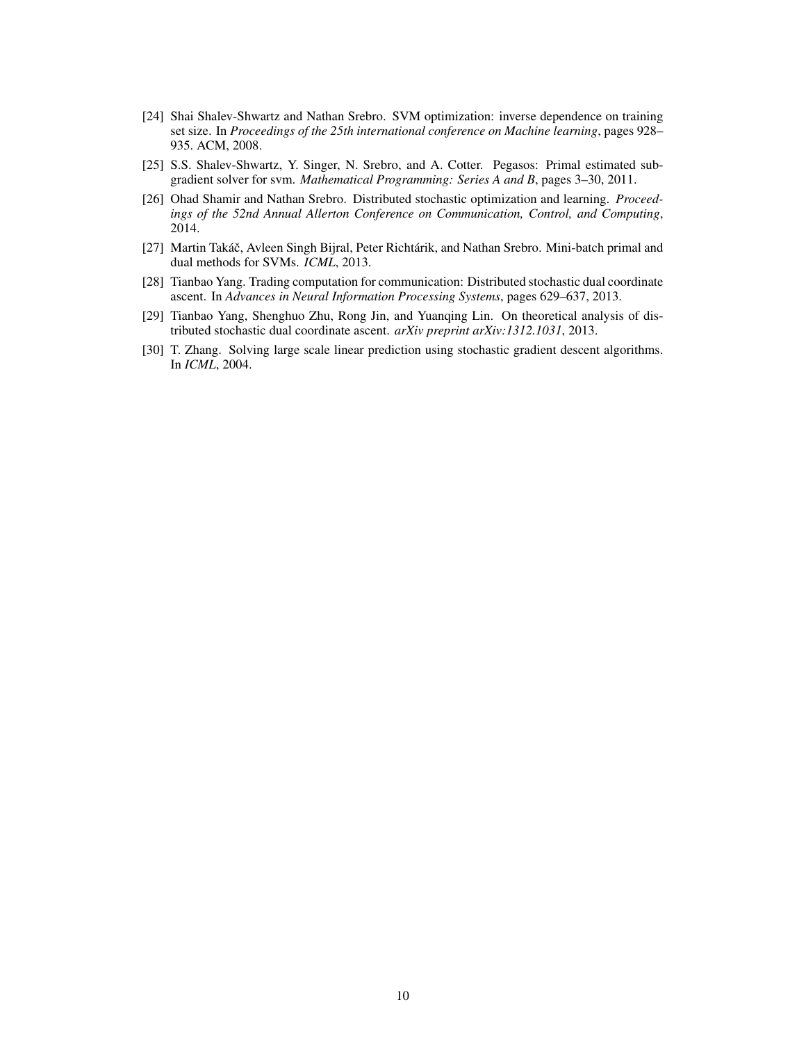[24] Shai Shalev-Shwartz and Nathan Srebro. SVM optimization: inverse dependence on training set size. In *Proceedings of the 25th international conference on Machine learning*, pages 928–935. ACM, 2008.

[25] S.S. Shalev-Shwartz, Y. Singer, N. Srebro, and A. Cotter. Pegasos: Primal estimated sub-gradient solver for svm. *Mathematical Programming: Series A and B*, pages 3–30, 2011.

[26] Ohad Shamir and Nathan Srebro. Distributed stochastic optimization and learning. *Proceedings of the 52nd Annual Allerton Conference on Communication, Control, and Computing*, 2014.

[27] Martin Takáč, Avleen Singh Bijral, Peter Richtárik, and Nathan Srebro. Mini-batch primal and dual methods for SVMs. *ICML*, 2013.

[28] Tianbao Yang. Trading computation for communication: Distributed stochastic dual coordinate ascent. In *Advances in Neural Information Processing Systems*, pages 629–637, 2013.

[29] Tianbao Yang, Shenghuo Zhu, Rong Jin, and Yuanqing Lin. On theoretical analysis of distributed stochastic dual coordinate ascent. *arXiv preprint arXiv:1312.1031*, 2013.

[30] T. Zhang. Solving large scale linear prediction using stochastic gradient descent algorithms. In *ICML*, 2004.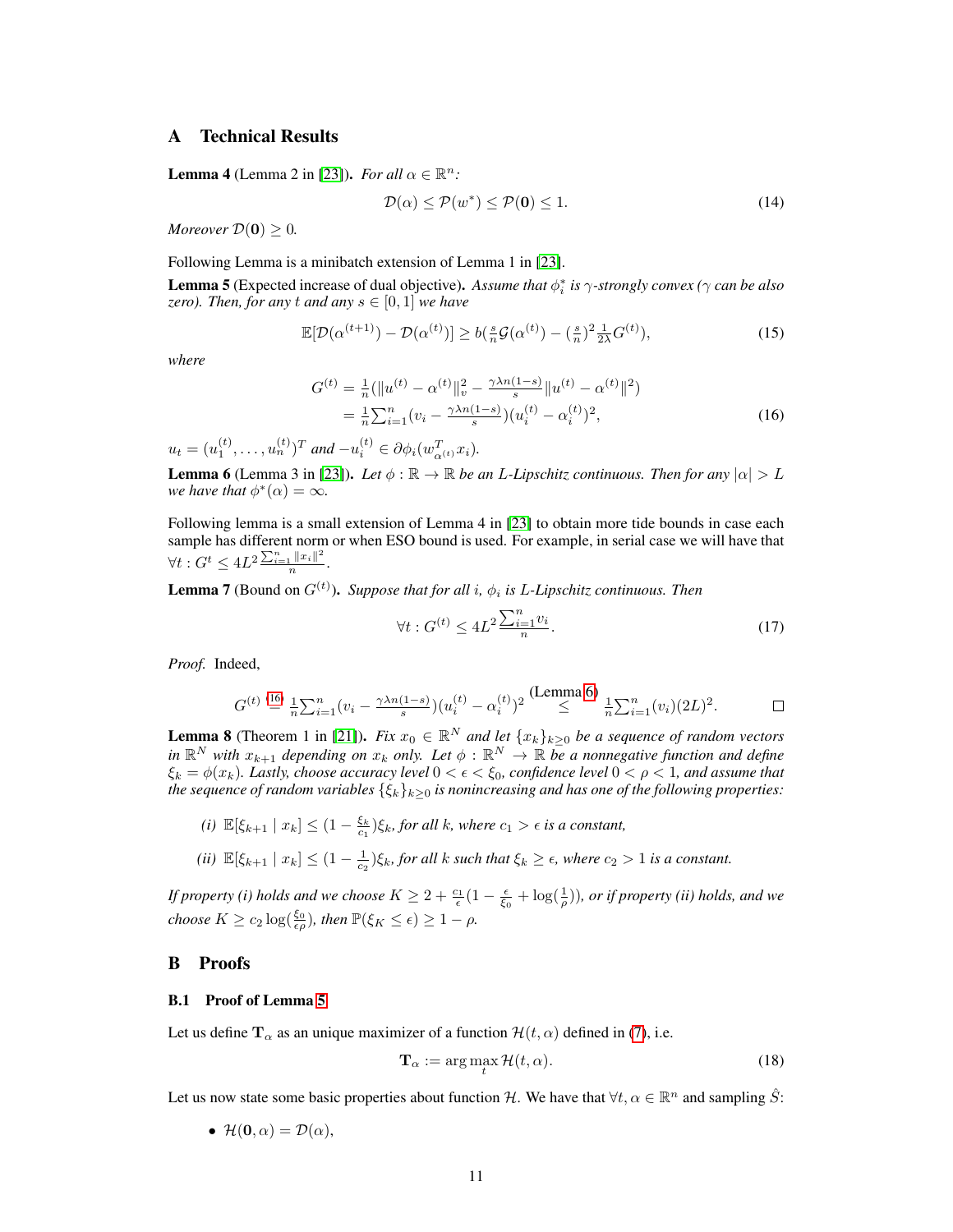# A Technical Results

**Lemma 4** (Lemma 2 in [23]). *For all $\alpha \in \mathbb{R}^n$:*

$$\mathcal{D}(\alpha) \le \mathcal{P}(w^*) \le \mathcal{P}(\mathbf{0}) \le 1. \tag{14}$$

*Moreover $\mathcal{D}(\mathbf{0}) \ge 0$.*

Following Lemma is a minibatch extension of Lemma 1 in [23].

**Lemma 5** (Expected increase of dual objective). *Assume that $\phi_i^*$ is $\gamma$-strongly convex ($\gamma$ can be also zero). Then, for any $t$ and any $s \in [0,1]$ we have*

$$\mathbb{E}[\mathcal{D}(\alpha^{(t+1)}) - \mathcal{D}(\alpha^{(t)})] \ge b(\tfrac{s}{n}\mathcal{G}(\alpha^{(t)}) - (\tfrac{s}{n})^2 \tfrac{1}{2\lambda} G^{(t)}), \tag{15}$$

*where*

$$\begin{aligned} G^{(t)} &= \tfrac{1}{n}(\|u^{(t)} - \alpha^{(t)}\|_v^2 - \tfrac{\gamma\lambda n(1-s)}{s}\|u^{(t)} - \alpha^{(t)}\|^2) \\ &= \tfrac{1}{n}\textstyle\sum_{i=1}^n (v_i - \tfrac{\gamma\lambda n(1-s)}{s})(u_i^{(t)} - \alpha_i^{(t)})^2, \end{aligned} \tag{16}$$

$u_t = (u_1^{(t)}, \dots, u_n^{(t)})^T$ *and* $-u_i^{(t)} \in \partial\phi_i(w_{\alpha^{(t)}}^T x_i)$.

**Lemma 6** (Lemma 3 in [23]). *Let $\phi : \mathbb{R} \to \mathbb{R}$ be an $L$-Lipschitz continuous. Then for any $|\alpha| > L$ we have that $\phi^*(\alpha) = \infty$.*

Following lemma is a small extension of Lemma 4 in [23] to obtain more tide bounds in case each sample has different norm or when ESO bound is used. For example, in serial case we will have that $\forall t : G^t \le 4L^2 \frac{\sum_{i=1}^n \|x_i\|^2}{n}$.

**Lemma 7** (Bound on $G^{(t)}$). *Suppose that for all $i$, $\phi_i$ is $L$-Lipschitz continuous. Then*

$$\forall t : G^{(t)} \le 4L^2 \frac{\sum_{i=1}^n v_i}{n}. \tag{17}$$

*Proof.* Indeed,

$$G^{(t)} \overset{(16)}{=} \tfrac{1}{n}\textstyle\sum_{i=1}^n (v_i - \tfrac{\gamma\lambda n(1-s)}{s})(u_i^{(t)} - \alpha_i^{(t)})^2 \overset{(\text{Lemma } 6)}{\le} \tfrac{1}{n}\textstyle\sum_{i=1}^n (v_i)(2L)^2.$$

∎

**Lemma 8** (Theorem 1 in [21]). *Fix $x_0 \in \mathbb{R}^N$ and let $\{x_k\}_{k\ge0}$ be a sequence of random vectors in $\mathbb{R}^N$ with $x_{k+1}$ depending on $x_k$ only. Let $\phi : \mathbb{R}^N \to \mathbb{R}$ be a nonnegative function and define $\xi_k = \phi(x_k)$. Lastly, choose accuracy level $0 < \epsilon < \xi_0$, confidence level $0 < \rho < 1$, and assume that the sequence of random variables $\{\xi_k\}_{k\ge0}$ is nonincreasing and has one of the following properties:*

*(i)* $\mathbb{E}[\xi_{k+1} \mid x_k] \le (1 - \frac{\xi_k}{c_1})\xi_k$, *for all $k$, where $c_1 > \epsilon$ is a constant,*

*(ii)* $\mathbb{E}[\xi_{k+1} \mid x_k] \le (1 - \frac{1}{c_2})\xi_k$, *for all $k$ such that $\xi_k \ge \epsilon$, where $c_2 > 1$ is a constant.*

*If property (i) holds and we choose $K \ge 2 + \frac{c_1}{\epsilon}(1 - \frac{\epsilon}{\xi_0} + \log(\frac{1}{\rho}))$, or if property (ii) holds, and we choose $K \ge c_2 \log(\frac{\xi_0}{\epsilon\rho})$, then $\mathbb{P}(\xi_K \le \epsilon) \ge 1 - \rho$.*

# B Proofs

## B.1 Proof of Lemma 5

Let us define $\mathbf{T}_\alpha$ as an unique maximizer of a function $\mathcal{H}(t, \alpha)$ defined in (7), i.e.

$$\mathbf{T}_\alpha := \arg\max_t \mathcal{H}(t, \alpha). \tag{18}$$

Let us now state some basic properties about function $\mathcal{H}$. We have that $\forall t, \alpha \in \mathbb{R}^n$ and sampling $\hat{S}$:

- $\mathcal{H}(\mathbf{0}, \alpha) = \mathcal{D}(\alpha)$,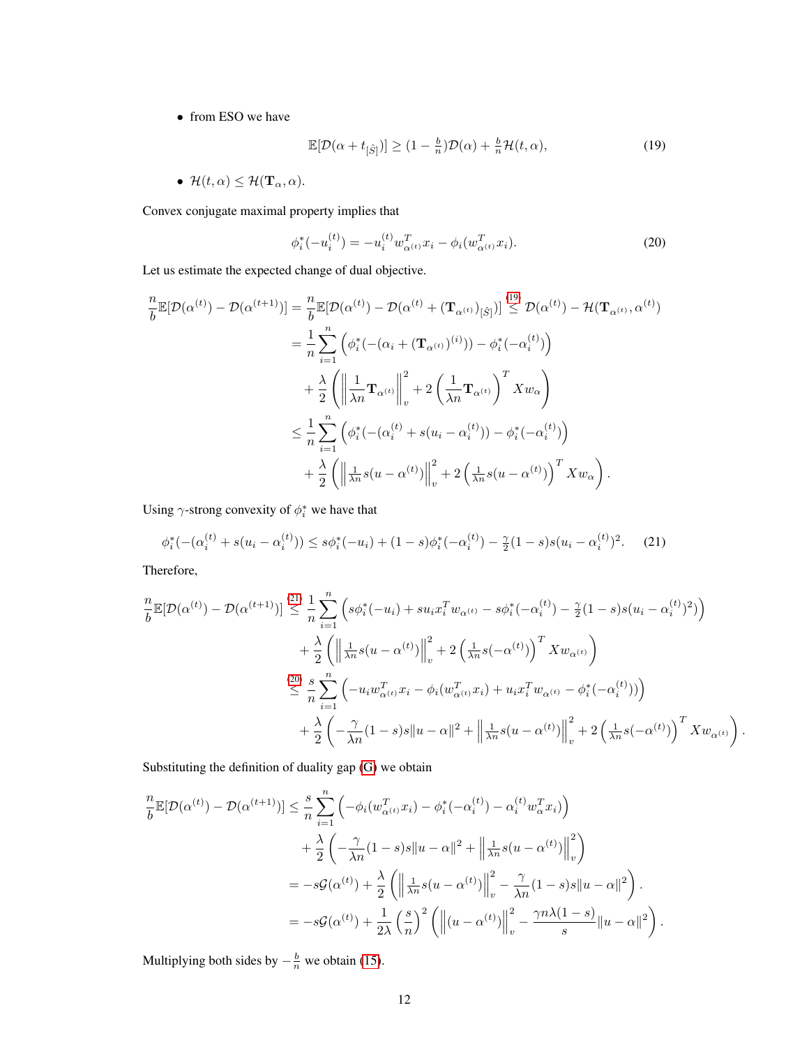- from ESO we have

$$\mathbb{E}[\mathcal{D}(\alpha + t_{[\hat{S}]})] \geq (1 - \tfrac{b}{n})\mathcal{D}(\alpha) + \tfrac{b}{n}\mathcal{H}(t, \alpha), \tag{19}$$

- $\mathcal{H}(t, \alpha) \leq \mathcal{H}(\mathbf{T}_\alpha, \alpha)$.

Convex conjugate maximal property implies that

$$\phi_i^*(-u_i^{(t)}) = -u_i^{(t)} w_{\alpha^{(t)}}^T x_i - \phi_i(w_{\alpha^{(t)}}^T x_i). \tag{20}$$

Let us estimate the expected change of dual objective.

$$\begin{aligned}
\frac{n}{b}\mathbb{E}[\mathcal{D}(\alpha^{(t)}) - \mathcal{D}(\alpha^{(t+1)})] &= \frac{n}{b}\mathbb{E}[\mathcal{D}(\alpha^{(t)}) - \mathcal{D}(\alpha^{(t)} + (\mathbf{T}_{\alpha^{(t)}})_{[\hat{S}]})] \overset{(19)}{\leq} \mathcal{D}(\alpha^{(t)}) - \mathcal{H}(\mathbf{T}_{\alpha^{(t)}}, \alpha^{(t)}) \\
&= \frac{1}{n}\sum_{i=1}^n \left(\phi_i^*(-(\alpha_i + (\mathbf{T}_{\alpha^{(t)}})^{(i)})) - \phi_i^*(-\alpha_i^{(t)})\right) \\
&\quad + \frac{\lambda}{2}\left(\left\|\frac{1}{\lambda n}\mathbf{T}_{\alpha^{(t)}}\right\|_v^2 + 2\left(\frac{1}{\lambda n}\mathbf{T}_{\alpha^{(t)}}\right)^T X w_\alpha\right) \\
&\leq \frac{1}{n}\sum_{i=1}^n \left(\phi_i^*(-(\alpha_i^{(t)} + s(u_i - \alpha_i^{(t)})) - \phi_i^*(-\alpha_i^{(t)})\right) \\
&\quad + \frac{\lambda}{2}\left(\left\|\tfrac{1}{\lambda n}s(u - \alpha^{(t)})\right\|_v^2 + 2\left(\tfrac{1}{\lambda n}s(u - \alpha^{(t)})\right)^T X w_\alpha\right).
\end{aligned}$$

Using $\gamma$-strong convexity of $\phi_i^*$ we have that

$$\phi_i^*(-(\alpha_i^{(t)} + s(u_i - \alpha_i^{(t)})) \leq s\phi_i^*(-u_i) + (1-s)\phi_i^*(-\alpha_i^{(t)}) - \tfrac{\gamma}{2}(1-s)s(u_i - \alpha_i^{(t)})^2. \tag{21}$$

Therefore,

$$\begin{aligned}
\frac{n}{b}\mathbb{E}[\mathcal{D}(\alpha^{(t)}) - \mathcal{D}(\alpha^{(t+1)})] &\overset{(21)}{\leq} \frac{1}{n}\sum_{i=1}^n \left(s\phi_i^*(-u_i) + s u_i x_i^T w_{\alpha^{(t)}} - s\phi_i^*(-\alpha_i^{(t)}) - \tfrac{\gamma}{2}(1-s)s(u_i - \alpha_i^{(t)})^2)\right) \\
&\quad + \frac{\lambda}{2}\left(\left\|\tfrac{1}{\lambda n}s(u - \alpha^{(t)})\right\|_v^2 + 2\left(\tfrac{1}{\lambda n}s(-\alpha^{(t)})\right)^T X w_{\alpha^{(t)}}\right) \\
&\overset{(20)}{\leq} \frac{s}{n}\sum_{i=1}^n \left(-u_i w_{\alpha^{(t)}}^T x_i - \phi_i(w_{\alpha^{(t)}}^T x_i) + u_i x_i^T w_{\alpha^{(t)}} - \phi_i^*(-\alpha_i^{(t)}))\right) \\
&\quad + \frac{\lambda}{2}\left(-\frac{\gamma}{\lambda n}(1-s)s\|u - \alpha\|^2 + \left\|\tfrac{1}{\lambda n}s(u - \alpha^{(t)})\right\|_v^2 + 2\left(\tfrac{1}{\lambda n}s(-\alpha^{(t)})\right)^T X w_{\alpha^{(t)}}\right).
\end{aligned}$$

Substituting the definition of duality gap (G) we obtain

$$\begin{aligned}
\frac{n}{b}\mathbb{E}[\mathcal{D}(\alpha^{(t)}) - \mathcal{D}(\alpha^{(t+1)})] &\leq \frac{s}{n}\sum_{i=1}^n \left(-\phi_i(w_{\alpha^{(t)}}^T x_i) - \phi_i^*(-\alpha_i^{(t)}) - \alpha_i^{(t)} w_\alpha^T x_i)\right) \\
&\quad + \frac{\lambda}{2}\left(-\frac{\gamma}{\lambda n}(1-s)s\|u - \alpha\|^2 + \left\|\tfrac{1}{\lambda n}s(u - \alpha^{(t)})\right\|_v^2\right) \\
&= -s\mathcal{G}(\alpha^{(t)}) + \frac{\lambda}{2}\left(\left\|\tfrac{1}{\lambda n}s(u - \alpha^{(t)})\right\|_v^2 - \frac{\gamma}{\lambda n}(1-s)s\|u - \alpha\|^2\right). \\
&= -s\mathcal{G}(\alpha^{(t)}) + \frac{1}{2\lambda}\left(\frac{s}{n}\right)^2\left(\left\|(u - \alpha^{(t)})\right\|_v^2 - \frac{\gamma n \lambda(1-s)}{s}\|u - \alpha\|^2\right).
\end{aligned}$$

Multiplying both sides by $-\frac{b}{n}$ we obtain (15).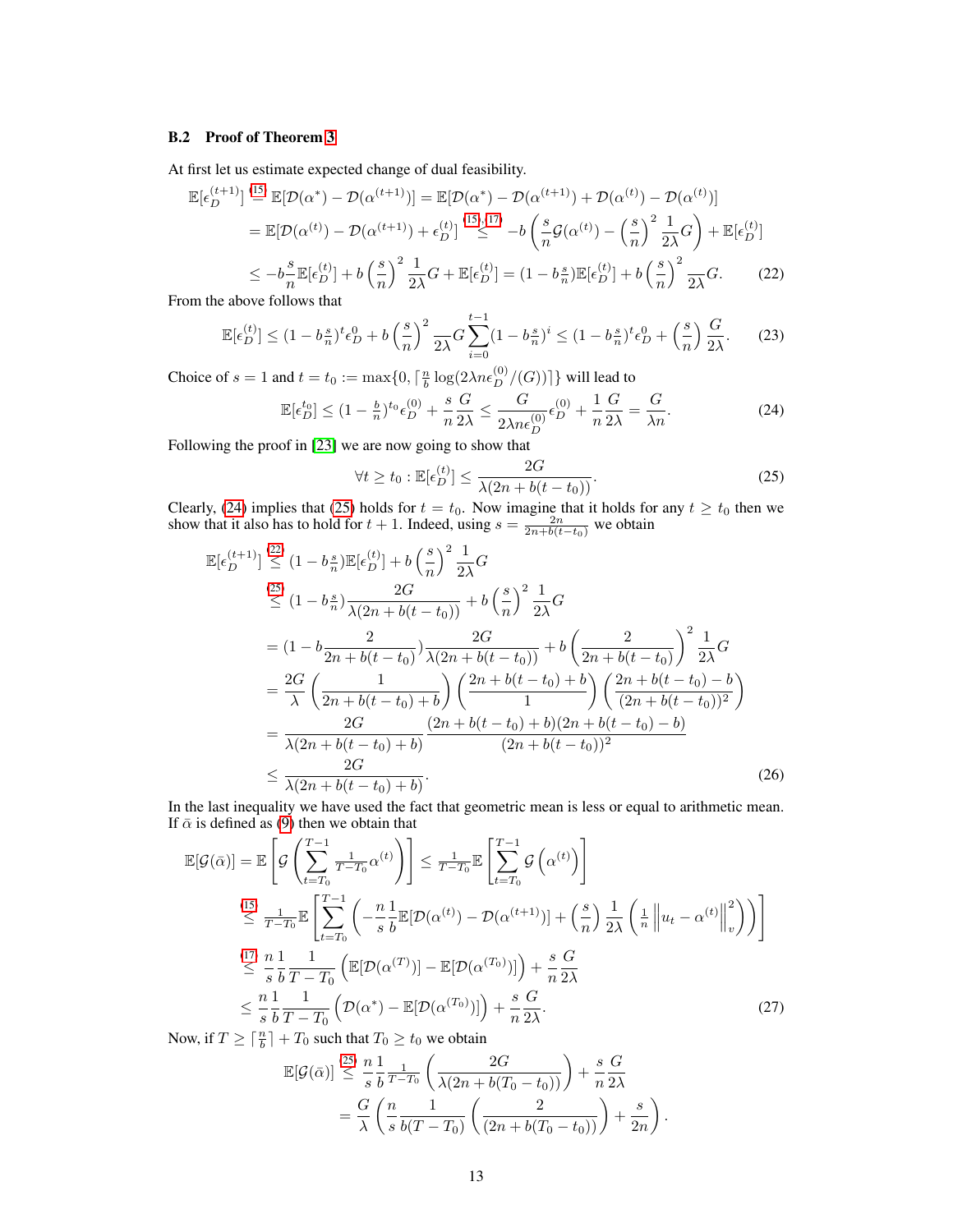### B.2 Proof of Theorem 3

At first let us estimate expected change of dual feasibility.

$$
\begin{aligned}
\mathbb{E}[\epsilon_D^{(t+1)}] &\overset{(15)}{=} \mathbb{E}[\mathcal{D}(\alpha^*) - \mathcal{D}(\alpha^{(t+1)})] = \mathbb{E}[\mathcal{D}(\alpha^*) - \mathcal{D}(\alpha^{(t+1)}) + \mathcal{D}(\alpha^{(t)}) - \mathcal{D}(\alpha^{(t)})] \\
&= \mathbb{E}[\mathcal{D}(\alpha^{(t)}) - \mathcal{D}(\alpha^{(t+1)}) + \epsilon_D^{(t)}] \overset{(15),(17)}{\leq} -b\left(\frac{s}{n}\mathcal{G}(\alpha^{(t)}) - \left(\frac{s}{n}\right)^2 \frac{1}{2\lambda} G\right) + \mathbb{E}[\epsilon_D^{(t)}] \\
&\leq -b\frac{s}{n}\mathbb{E}[\epsilon_D^{(t)}] + b\left(\frac{s}{n}\right)^2 \frac{1}{2\lambda} G + \mathbb{E}[\epsilon_D^{(t)}] = (1 - b\tfrac{s}{n})\mathbb{E}[\epsilon_D^{(t)}] + b\left(\frac{s}{n}\right)^2 \frac{G}{2\lambda}. \qquad (22)
\end{aligned}
$$

From the above follows that

$$
\mathbb{E}[\epsilon_D^{(t)}] \leq (1 - b\tfrac{s}{n})^t \epsilon_D^0 + b\left(\frac{s}{n}\right)^2 \frac{G}{2\lambda} \sum_{i=0}^{t-1} (1 - b\tfrac{s}{n})^i \leq (1 - b\tfrac{s}{n})^t \epsilon_D^0 + \left(\frac{s}{n}\right) \frac{G}{2\lambda}. \qquad (23)
$$

Choice of $s = 1$ and $t = t_0 := \max\{0, \lceil \frac{n}{b} \log(2\lambda n \epsilon_D^{(0)}/(G)) \rceil\}$ will lead to

$$
\mathbb{E}[\epsilon_D^{t_0}] \leq (1 - \tfrac{b}{n})^{t_0} \epsilon_D^{(0)} + \frac{s}{n}\frac{G}{2\lambda} \leq \frac{G}{2\lambda n \epsilon_D^{(0)}} \epsilon_D^{(0)} + \frac{1}{n}\frac{G}{2\lambda} = \frac{G}{\lambda n}. \qquad (24)
$$

Following the proof in [23] we are now going to show that

$$
\forall t \geq t_0 : \mathbb{E}[\epsilon_D^{(t)}] \leq \frac{2G}{\lambda(2n + b(t - t_0))}. \qquad (25)
$$

Clearly, (24) implies that (25) holds for $t = t_0$. Now imagine that it holds for any $t \geq t_0$ then we show that it also has to hold for $t + 1$. Indeed, using $s = \frac{2n}{2n + b(t - t_0)}$ we obtain

$$
\begin{aligned}
\mathbb{E}[\epsilon_D^{(t+1)}] &\overset{(22)}{\leq} (1 - b\tfrac{s}{n})\mathbb{E}[\epsilon_D^{(t)}] + b\left(\frac{s}{n}\right)^2 \frac{1}{2\lambda} G \\
&\overset{(25)}{\leq} (1 - b\tfrac{s}{n}) \frac{2G}{\lambda(2n + b(t - t_0))} + b\left(\frac{s}{n}\right)^2 \frac{1}{2\lambda} G \\
&= (1 - b\frac{2}{2n + b(t - t_0)}) \frac{2G}{\lambda(2n + b(t - t_0))} + b\left(\frac{2}{2n + b(t - t_0)}\right)^2 \frac{1}{2\lambda} G \\
&= \frac{2G}{\lambda}\left(\frac{1}{2n + b(t - t_0) + b}\right)\left(\frac{2n + b(t - t_0) + b}{1}\right)\left(\frac{2n + b(t - t_0) - b}{(2n + b(t - t_0))^2}\right) \\
&= \frac{2G}{\lambda(2n + b(t - t_0) + b)} \frac{(2n + b(t - t_0) + b)(2n + b(t - t_0) - b)}{(2n + b(t - t_0))^2} \\
&\leq \frac{2G}{\lambda(2n + b(t - t_0) + b)}. \qquad (26)
\end{aligned}
$$

In the last inequality we have used the fact that geometric mean is less or equal to arithmetic mean. If $\bar{\alpha}$ is defined as (9) then we obtain that

$$
\begin{aligned}
\mathbb{E}[\mathcal{G}(\bar{\alpha})] &= \mathbb{E}\left[\mathcal{G}\left(\sum_{t=T_0}^{T-1} \tfrac{1}{T-T_0}\alpha^{(t)}\right)\right] \leq \tfrac{1}{T-T_0}\mathbb{E}\left[\sum_{t=T_0}^{T-1} \mathcal{G}\left(\alpha^{(t)}\right)\right] \\
&\overset{(15)}{\leq} \tfrac{1}{T-T_0}\mathbb{E}\left[\sum_{t=T_0}^{T-1}\left(-\frac{n}{s}\frac{1}{b}\mathbb{E}[\mathcal{D}(\alpha^{(t)}) - \mathcal{D}(\alpha^{(t+1)})] + \left(\frac{s}{n}\right)\frac{1}{2\lambda}\left(\tfrac{1}{n}\left\|u_t - \alpha^{(t)}\right\|_v^2\right)\right)\right] \\
&\overset{(17)}{\leq} \frac{n}{s}\frac{1}{b}\frac{1}{T - T_0}\left(\mathbb{E}[\mathcal{D}(\alpha^{(T)})] - \mathbb{E}[\mathcal{D}(\alpha^{(T_0)})]\right) + \frac{s}{n}\frac{G}{2\lambda} \\
&\leq \frac{n}{s}\frac{1}{b}\frac{1}{T - T_0}\left(\mathcal{D}(\alpha^*) - \mathbb{E}[\mathcal{D}(\alpha^{(T_0)})]\right) + \frac{s}{n}\frac{G}{2\lambda}. \qquad (27)
\end{aligned}
$$

Now, if $T \geq \lceil \frac{n}{b} \rceil + T_0$ such that $T_0 \geq t_0$ we obtain

$$
\begin{aligned}
\mathbb{E}[\mathcal{G}(\bar{\alpha})] &\overset{(25)}{\leq} \frac{n}{s}\frac{1}{b}\frac{1}{T - T_0}\left(\frac{2G}{\lambda(2n + b(T_0 - t_0))}\right) + \frac{s}{n}\frac{G}{2\lambda} \\
&= \frac{G}{\lambda}\left(\frac{n}{s}\frac{1}{b(T - T_0)}\left(\frac{2}{(2n + b(T_0 - t_0))}\right) + \frac{s}{2n}\right).
\end{aligned}
$$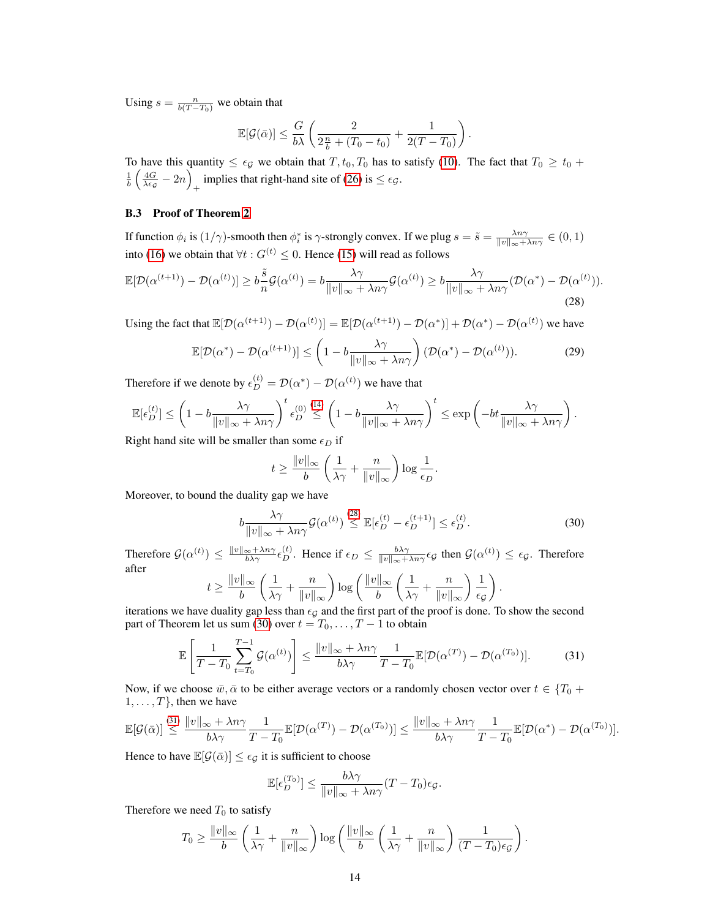Using $s = \frac{n}{b(T-T_0)}$ we obtain that

$$\mathbb{E}[\mathcal{G}(\bar{\alpha})] \leq \frac{G}{b\lambda}\left(\frac{2}{2\frac{n}{b} + (T_0 - t_0)} + \frac{1}{2(T-T_0)}\right).$$

To have this quantity $\leq \epsilon_{\mathcal{G}}$ we obtain that $T, t_0, T_0$ has to satisfy (10). The fact that $T_0 \geq t_0 + \frac{1}{b}\left(\frac{4G}{\lambda \epsilon_{\mathcal{G}}} - 2n\right)_+$ implies that right-hand site of (26) is $\leq \epsilon_{\mathcal{G}}$.

### B.3 Proof of Theorem 2

If function $\phi_i$ is $(1/\gamma)$-smooth then $\phi_i^*$ is $\gamma$-strongly convex. If we plug $s = \tilde{s} = \frac{\lambda n \gamma}{\|v\|_\infty + \lambda n \gamma} \in (0,1)$ into (16) we obtain that $\forall t : G^{(t)} \leq 0$. Hence (15) will read as follows

$$\mathbb{E}[\mathcal{D}(\alpha^{(t+1)}) - \mathcal{D}(\alpha^{(t)})] \geq b\frac{\tilde{s}}{n}\mathcal{G}(\alpha^{(t)}) = b\frac{\lambda\gamma}{\|v\|_\infty + \lambda n \gamma}\mathcal{G}(\alpha^{(t)}) \geq b\frac{\lambda\gamma}{\|v\|_\infty + \lambda n \gamma}(\mathcal{D}(\alpha^*) - \mathcal{D}(\alpha^{(t)})). \tag{28}$$

Using the fact that $\mathbb{E}[\mathcal{D}(\alpha^{(t+1)}) - \mathcal{D}(\alpha^{(t)})] = \mathbb{E}[\mathcal{D}(\alpha^{(t+1)}) - \mathcal{D}(\alpha^*)] + \mathcal{D}(\alpha^*) - \mathcal{D}(\alpha^{(t)})$ we have

$$\mathbb{E}[\mathcal{D}(\alpha^*) - \mathcal{D}(\alpha^{(t+1)})] \leq \left(1 - b\frac{\lambda\gamma}{\|v\|_\infty + \lambda n \gamma}\right)(\mathcal{D}(\alpha^*) - \mathcal{D}(\alpha^{(t)})). \tag{29}$$

Therefore if we denote by $\epsilon_D^{(t)} = \mathcal{D}(\alpha^*) - \mathcal{D}(\alpha^{(t)})$ we have that

$$\mathbb{E}[\epsilon_D^{(t)}] \leq \left(1 - b\frac{\lambda\gamma}{\|v\|_\infty + \lambda n \gamma}\right)^t \epsilon_D^{(0)} \overset{(14)}{\leq} \left(1 - b\frac{\lambda\gamma}{\|v\|_\infty + \lambda n \gamma}\right)^t \leq \exp\left(-bt\frac{\lambda\gamma}{\|v\|_\infty + \lambda n \gamma}\right).$$

Right hand site will be smaller than some $\epsilon_D$ if

$$t \geq \frac{\|v\|_\infty}{b}\left(\frac{1}{\lambda\gamma} + \frac{n}{\|v\|_\infty}\right)\log\frac{1}{\epsilon_D}.$$

Moreover, to bound the duality gap we have

$$b\frac{\lambda\gamma}{\|v\|_\infty + \lambda n \gamma}\mathcal{G}(\alpha^{(t)}) \overset{(28)}{\leq} \mathbb{E}[\epsilon_D^{(t)} - \epsilon_D^{(t+1)}] \leq \epsilon_D^{(t)}. \tag{30}$$

Therefore $\mathcal{G}(\alpha^{(t)}) \leq \frac{\|v\|_\infty + \lambda n \gamma}{b\lambda\gamma}\epsilon_D^{(t)}$. Hence if $\epsilon_D \leq \frac{b\lambda\gamma}{\|v\|_\infty + \lambda n \gamma}\epsilon_{\mathcal{G}}$ then $\mathcal{G}(\alpha^{(t)}) \leq \epsilon_{\mathcal{G}}$. Therefore after

$$t \geq \frac{\|v\|_\infty}{b}\left(\frac{1}{\lambda\gamma} + \frac{n}{\|v\|_\infty}\right)\log\left(\frac{\|v\|_\infty}{b}\left(\frac{1}{\lambda\gamma} + \frac{n}{\|v\|_\infty}\right)\frac{1}{\epsilon_{\mathcal{G}}}\right).$$

iterations we have duality gap less than $\epsilon_{\mathcal{G}}$ and the first part of the proof is done. To show the second part of Theorem let us sum (30) over $t = T_0, \ldots, T-1$ to obtain

$$\mathbb{E}\left[\frac{1}{T-T_0}\sum_{t=T_0}^{T-1}\mathcal{G}(\alpha^{(t)})\right] \leq \frac{\|v\|_\infty + \lambda n \gamma}{b\lambda\gamma}\frac{1}{T-T_0}\mathbb{E}[\mathcal{D}(\alpha^{(T)}) - \mathcal{D}(\alpha^{(T_0)})]. \tag{31}$$

Now, if we choose $\bar{w}, \bar{\alpha}$ to be either average vectors or a randomly chosen vector over $t \in \{T_0 + 1, \ldots, T\}$, then we have

$$\mathbb{E}[\mathcal{G}(\bar{\alpha})] \overset{(31)}{\leq} \frac{\|v\|_\infty + \lambda n \gamma}{b\lambda\gamma}\frac{1}{T-T_0}\mathbb{E}[\mathcal{D}(\alpha^{(T)}) - \mathcal{D}(\alpha^{(T_0)})] \leq \frac{\|v\|_\infty + \lambda n \gamma}{b\lambda\gamma}\frac{1}{T-T_0}\mathbb{E}[\mathcal{D}(\alpha^*) - \mathcal{D}(\alpha^{(T_0)})].$$

Hence to have $\mathbb{E}[\mathcal{G}(\bar{\alpha})] \leq \epsilon_{\mathcal{G}}$ it is sufficient to choose

$$\mathbb{E}[\epsilon_D^{(T_0)}] \leq \frac{b\lambda\gamma}{\|v\|_\infty + \lambda n \gamma}(T - T_0)\epsilon_{\mathcal{G}}.$$

Therefore we need $T_0$ to satisfy

$$T_0 \geq \frac{\|v\|_\infty}{b}\left(\frac{1}{\lambda\gamma} + \frac{n}{\|v\|_\infty}\right)\log\left(\frac{\|v\|_\infty}{b}\left(\frac{1}{\lambda\gamma} + \frac{n}{\|v\|_\infty}\right)\frac{1}{(T-T_0)\epsilon_{\mathcal{G}}}\right).$$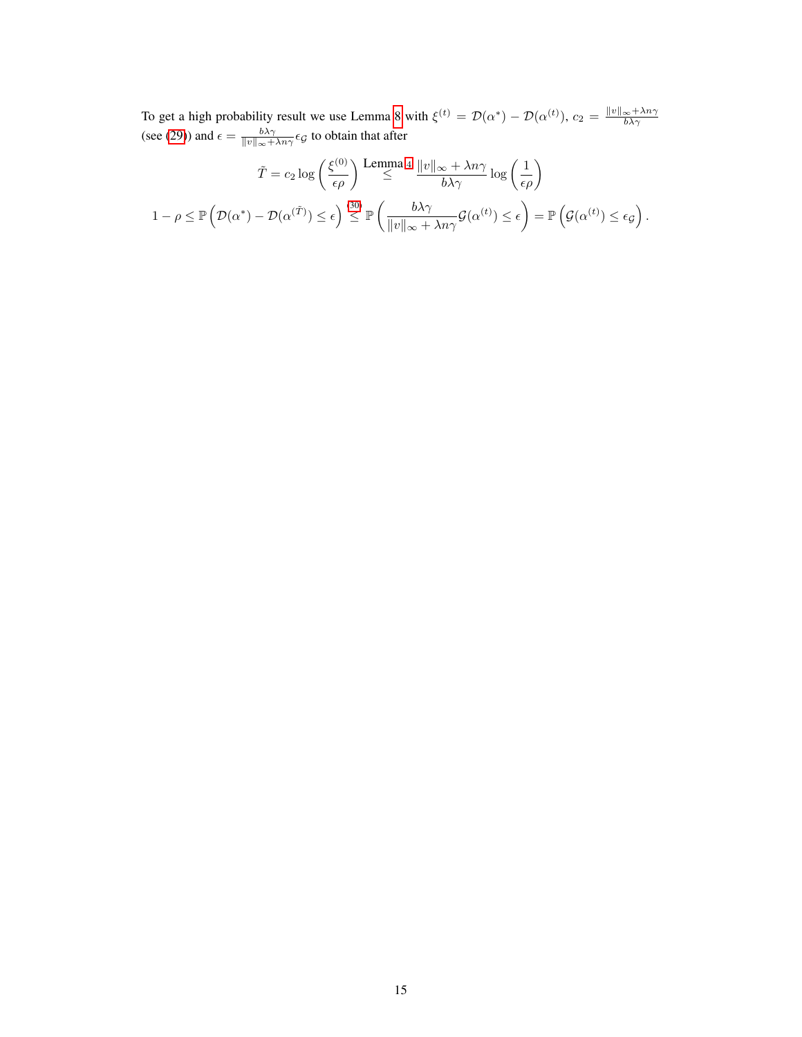To get a high probability result we use Lemma 8 with $\xi^{(t)} = \mathcal{D}(\alpha^*) - \mathcal{D}(\alpha^{(t)})$, $c_2 = \frac{\|v\|_\infty + \lambda n \gamma}{b\lambda\gamma}$ (see (29)) and $\epsilon = \frac{b\lambda\gamma}{\|v\|_\infty + \lambda n \gamma}\epsilon_{\mathcal{G}}$ to obtain that after

$$\tilde{T} = c_2 \log\left(\frac{\xi^{(0)}}{\epsilon\rho}\right) \overset{\text{Lemma 4}}{\leq} \frac{\|v\|_\infty + \lambda n\gamma}{b\lambda\gamma} \log\left(\frac{1}{\epsilon\rho}\right)$$

$$1 - \rho \leq \mathbb{P}\left(\mathcal{D}(\alpha^*) - \mathcal{D}(\alpha^{(\tilde{T})}) \leq \epsilon\right) \overset{(30)}{\leq} \mathbb{P}\left(\frac{b\lambda\gamma}{\|v\|_\infty + \lambda n\gamma}\mathcal{G}(\alpha^{(t)}) \leq \epsilon\right) = \mathbb{P}\left(\mathcal{G}(\alpha^{(t)}) \leq \epsilon_{\mathcal{G}}\right).$$